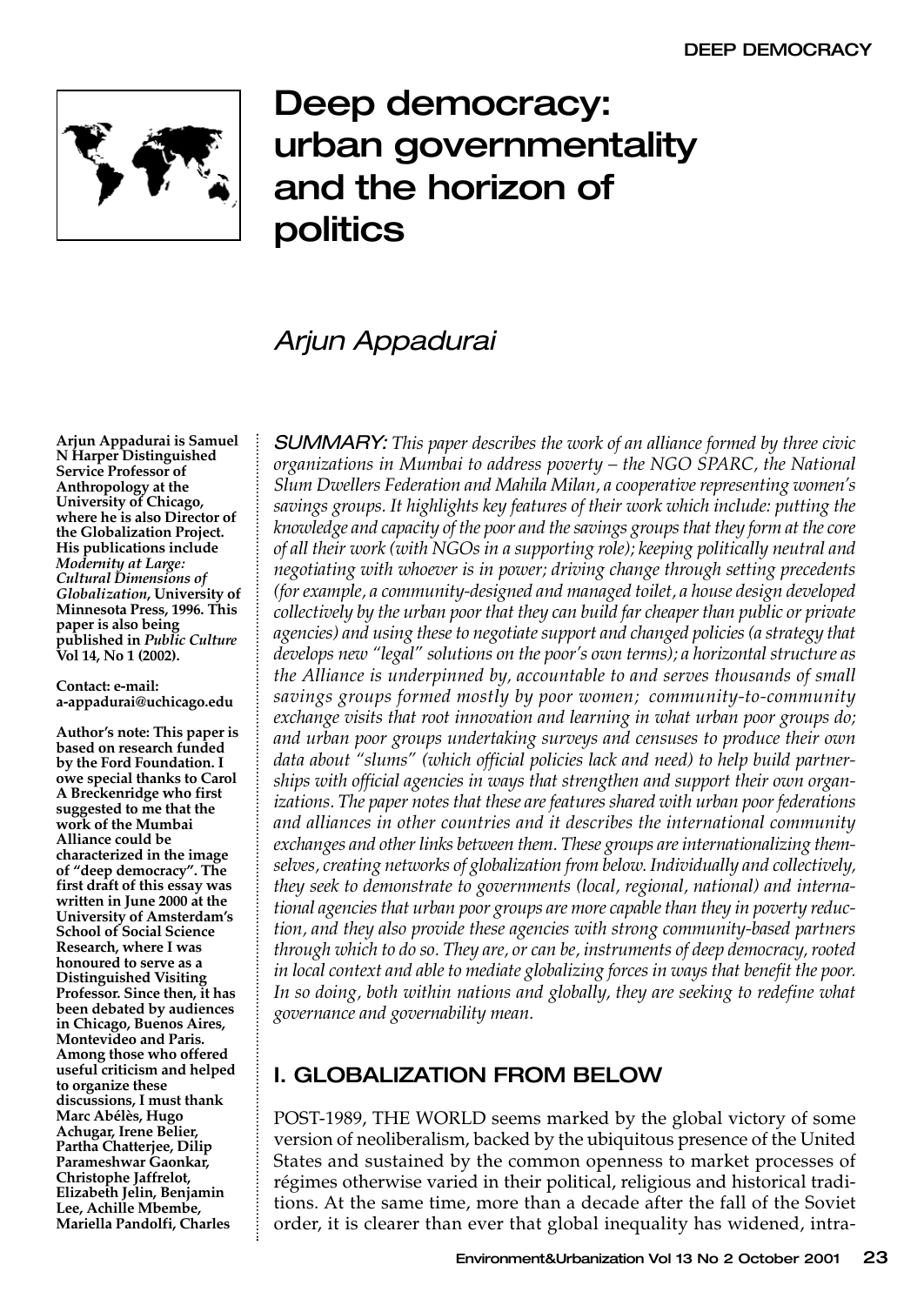# Deep democracy: urban governmentality and the horizon of politics

## Arjun Appadurai

**Arjun Appadurai is Samuel N Harper Distinguished Service Professor of Anthropology at the University of Chicago, where he is also Director of the Globalization Project. His publications include *Modernity at Large: Cultural Dimensions of Globalization*, University of Minnesota Press, 1996. This paper is also being published in *Public Culture* Vol 14, No 1 (2002).**

**Contact: e-mail: a-appadurai@uchicago.edu**

**Author's note: This paper is based on research funded by the Ford Foundation. I owe special thanks to Carol A Breckenridge who first suggested to me that the work of the Mumbai Alliance could be characterized in the image of "deep democracy". The first draft of this essay was written in June 2000 at the University of Amsterdam's School of Social Science Research, where I was honoured to serve as a Distinguished Visiting Professor. Since then, it has been debated by audiences in Chicago, Buenos Aires, Montevideo and Paris. Among those who offered useful criticism and helped to organize these discussions, I must thank Marc Abélès, Hugo Achugar, Irene Belier, Partha Chatterjee, Dilip Parameshwar Gaonkar, Christophe Jaffrelot, Elizabeth Jelin, Benjamin Lee, Achille Mbembe, Mariella Pandolfi, Charles**

SUMMARY: *This paper describes the work of an alliance formed by three civic organizations in Mumbai to address poverty – the NGO SPARC, the National Slum Dwellers Federation and Mahila Milan, a cooperative representing women's savings groups. It highlights key features of their work which include: putting the knowledge and capacity of the poor and the savings groups that they form at the core of all their work (with NGOs in a supporting role); keeping politically neutral and negotiating with whoever is in power; driving change through setting precedents (for example, a community-designed and managed toilet, a house design developed collectively by the urban poor that they can build far cheaper than public or private agencies) and using these to negotiate support and changed policies (a strategy that develops new "legal" solutions on the poor's own terms); a horizontal structure as the Alliance is underpinned by, accountable to and serves thousands of small savings groups formed mostly by poor women; community-to-community exchange visits that root innovation and learning in what urban poor groups do; and urban poor groups undertaking surveys and censuses to produce their own data about "slums" (which official policies lack and need) to help build partnerships with official agencies in ways that strengthen and support their own organizations. The paper notes that these are features shared with urban poor federations and alliances in other countries and it describes the international community exchanges and other links between them. These groups are internationalizing themselves, creating networks of globalization from below. Individually and collectively, they seek to demonstrate to governments (local, regional, national) and international agencies that urban poor groups are more capable than they in poverty reduction, and they also provide these agencies with strong community-based partners through which to do so. They are, or can be, instruments of deep democracy, rooted in local context and able to mediate globalizing forces in ways that benefit the poor. In so doing, both within nations and globally, they are seeking to redefine what governance and governability mean.*

## I. GLOBALIZATION FROM BELOW

POST-1989, THE WORLD seems marked by the global victory of some version of neoliberalism, backed by the ubiquitous presence of the United States and sustained by the common openness to market processes of régimes otherwise varied in their political, religious and historical traditions. At the same time, more than a decade after the fall of the Soviet order, it is clearer than ever that global inequality has widened, intra-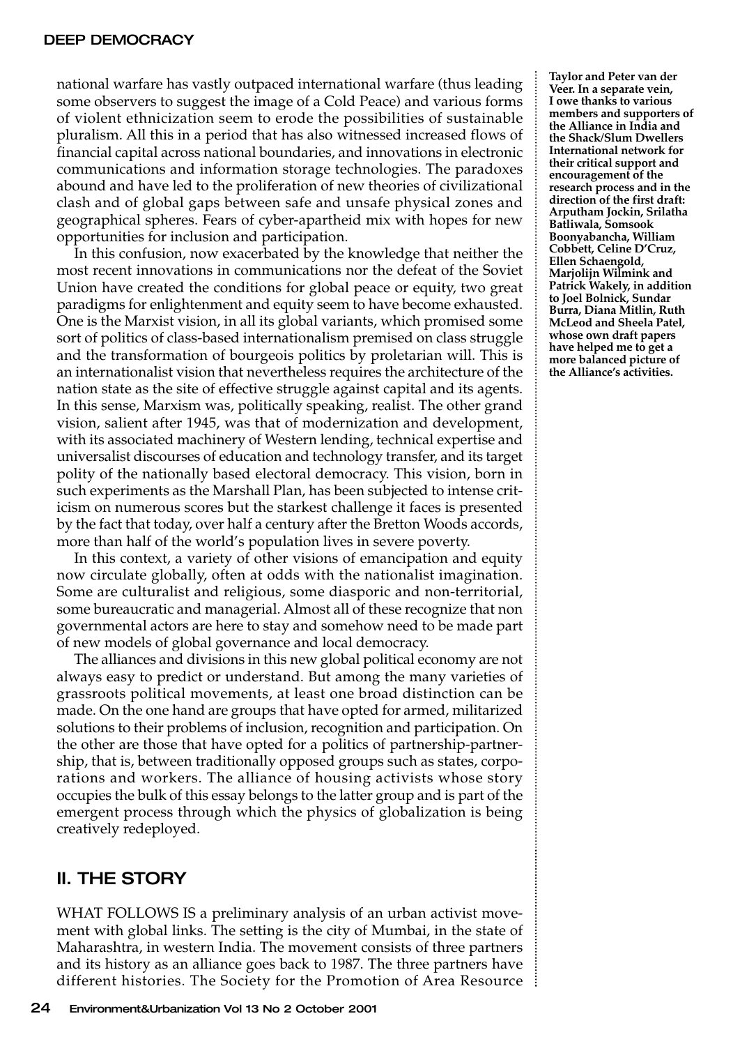national warfare has vastly outpaced international warfare (thus leading some observers to suggest the image of a Cold Peace) and various forms of violent ethnicization seem to erode the possibilities of sustainable pluralism. All this in a period that has also witnessed increased flows of financial capital across national boundaries, and innovations in electronic communications and information storage technologies. The paradoxes abound and have led to the proliferation of new theories of civilizational clash and of global gaps between safe and unsafe physical zones and geographical spheres. Fears of cyber-apartheid mix with hopes for new opportunities for inclusion and participation.

In this confusion, now exacerbated by the knowledge that neither the most recent innovations in communications nor the defeat of the Soviet Union have created the conditions for global peace or equity, two great paradigms for enlightenment and equity seem to have become exhausted. One is the Marxist vision, in all its global variants, which promised some sort of politics of class-based internationalism premised on class struggle and the transformation of bourgeois politics by proletarian will. This is an internationalist vision that nevertheless requires the architecture of the nation state as the site of effective struggle against capital and its agents. In this sense, Marxism was, politically speaking, realist. The other grand vision, salient after 1945, was that of modernization and development, with its associated machinery of Western lending, technical expertise and universalist discourses of education and technology transfer, and its target polity of the nationally based electoral democracy. This vision, born in such experiments as the Marshall Plan, has been subjected to intense criticism on numerous scores but the starkest challenge it faces is presented by the fact that today, over half a century after the Bretton Woods accords, more than half of the world's population lives in severe poverty.

In this context, a variety of other visions of emancipation and equity now circulate globally, often at odds with the nationalist imagination. Some are culturalist and religious, some diasporic and non-territorial, some bureaucratic and managerial. Almost all of these recognize that non governmental actors are here to stay and somehow need to be made part of new models of global governance and local democracy.

The alliances and divisions in this new global political economy are not always easy to predict or understand. But among the many varieties of grassroots political movements, at least one broad distinction can be made. On the one hand are groups that have opted for armed, militarized solutions to their problems of inclusion, recognition and participation. On the other are those that have opted for a politics of partnership-partnership, that is, between traditionally opposed groups such as states, corporations and workers. The alliance of housing activists whose story occupies the bulk of this essay belongs to the latter group and is part of the emergent process through which the physics of globalization is being creatively redeployed.

**Taylor and Peter van der Veer. In a separate vein, I owe thanks to various members and supporters of the Alliance in India and the Shack/Slum Dwellers International network for their critical support and encouragement of the research process and in the direction of the first draft: Arputham Jockin, Srilatha Batliwala, Somsook Boonyabancha, William Cobbett, Celine D'Cruz, Ellen Schaengold, Marjolijn Wilmink and Patrick Wakely, in addition to Joel Bolnick, Sundar Burra, Diana Mitlin, Ruth McLeod and Sheela Patel, whose own draft papers have helped me to get a more balanced picture of the Alliance's activities.**

## II. THE STORY

WHAT FOLLOWS IS a preliminary analysis of an urban activist movement with global links. The setting is the city of Mumbai, in the state of Maharashtra, in western India. The movement consists of three partners and its history as an alliance goes back to 1987. The three partners have different histories. The Society for the Promotion of Area Resource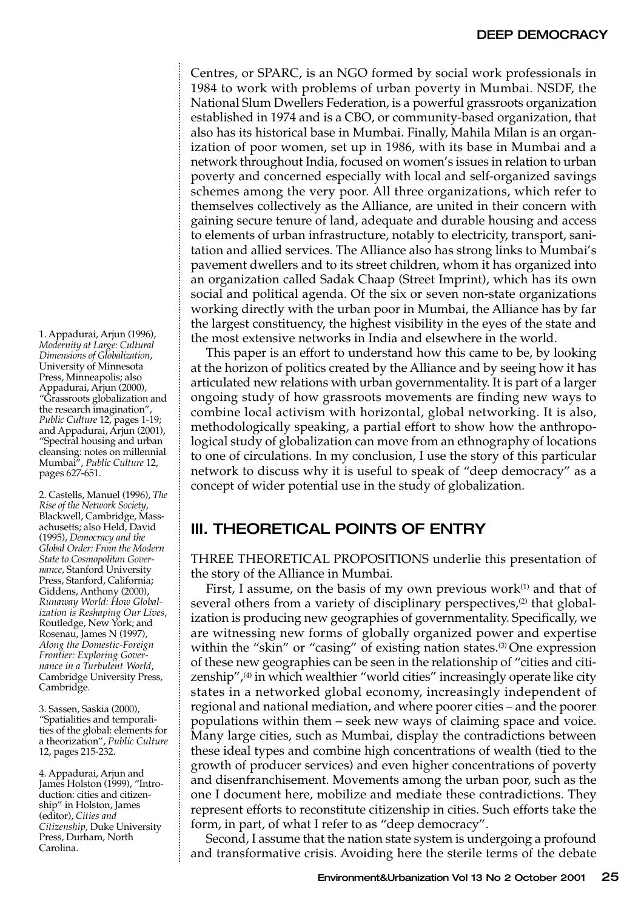Centres, or SPARC, is an NGO formed by social work professionals in 1984 to work with problems of urban poverty in Mumbai. NSDF, the National Slum Dwellers Federation, is a powerful grassroots organization established in 1974 and is a CBO, or community-based organization, that also has its historical base in Mumbai. Finally, Mahila Milan is an organization of poor women, set up in 1986, with its base in Mumbai and a network throughout India, focused on women's issues in relation to urban poverty and concerned especially with local and self-organized savings schemes among the very poor. All three organizations, which refer to themselves collectively as the Alliance, are united in their concern with gaining secure tenure of land, adequate and durable housing and access to elements of urban infrastructure, notably to electricity, transport, sanitation and allied services. The Alliance also has strong links to Mumbai's pavement dwellers and to its street children, whom it has organized into an organization called Sadak Chaap (Street Imprint), which has its own social and political agenda. Of the six or seven non-state organizations working directly with the urban poor in Mumbai, the Alliance has by far the largest constituency, the highest visibility in the eyes of the state and the most extensive networks in India and elsewhere in the world.

This paper is an effort to understand how this came to be, by looking at the horizon of politics created by the Alliance and by seeing how it has articulated new relations with urban governmentality. It is part of a larger ongoing study of how grassroots movements are finding new ways to combine local activism with horizontal, global networking. It is also, methodologically speaking, a partial effort to show how the anthropological study of globalization can move from an ethnography of locations to one of circulations. In my conclusion, I use the story of this particular network to discuss why it is useful to speak of "deep democracy" as a concept of wider potential use in the study of globalization.

## III. THEORETICAL POINTS OF ENTRY

THREE THEORETICAL PROPOSITIONS underlie this presentation of the story of the Alliance in Mumbai.

First, I assume, on the basis of my own previous work[1] and that of several others from a variety of disciplinary perspectives,[2] that globalization is producing new geographies of governmentality. Specifically, we are witnessing new forms of globally organized power and expertise within the "skin" or "casing" of existing nation states.[3] One expression of these new geographies can be seen in the relationship of "cities and citizenship",[4] in which wealthier "world cities" increasingly operate like city states in a networked global economy, increasingly independent of regional and national mediation, and where poorer cities – and the poorer populations within them – seek new ways of claiming space and voice. Many large cities, such as Mumbai, display the contradictions between these ideal types and combine high concentrations of wealth (tied to the growth of producer services) and even higher concentrations of poverty and disenfranchisement. Movements among the urban poor, such as the one I document here, mobilize and mediate these contradictions. They represent efforts to reconstitute citizenship in cities. Such efforts take the form, in part, of what I refer to as "deep democracy".

Second, I assume that the nation state system is undergoing a profound and transformative crisis. Avoiding here the sterile terms of the debate

1. Appadurai, Arjun (1996), *Modernity at Large: Cultural Dimensions of Globalization*, University of Minnesota Press, Minneapolis; also Appadurai, Arjun (2000), "Grassroots globalization and the research imagination", *Public Culture* 12, pages 1-19; and Appadurai, Arjun (2001), "Spectral housing and urban cleansing: notes on millennial Mumbai", *Public Culture* 12, pages 627-651.

2. Castells, Manuel (1996), *The Rise of the Network Society*, Blackwell, Cambridge, Massachusetts; also Held, David (1995), *Democracy and the Global Order: From the Modern State to Cosmopolitan Governance*, Stanford University Press, Stanford, California; Giddens, Anthony (2000), *Runaway World: How Globalization is Reshaping Our Lives*, Routledge, New York; and Rosenau, James N (1997), *Along the Domestic-Foreign Frontier: Exploring Governance in a Turbulent World*, Cambridge University Press, Cambridge.

3. Sassen, Saskia (2000), "Spatialities and temporalities of the global: elements for a theorization", *Public Culture* 12, pages 215-232.

4. Appadurai, Arjun and James Holston (1999), "Introduction: cities and citizenship" in Holston, James (editor), *Cities and Citizenship*, Duke University Press, Durham, North Carolina.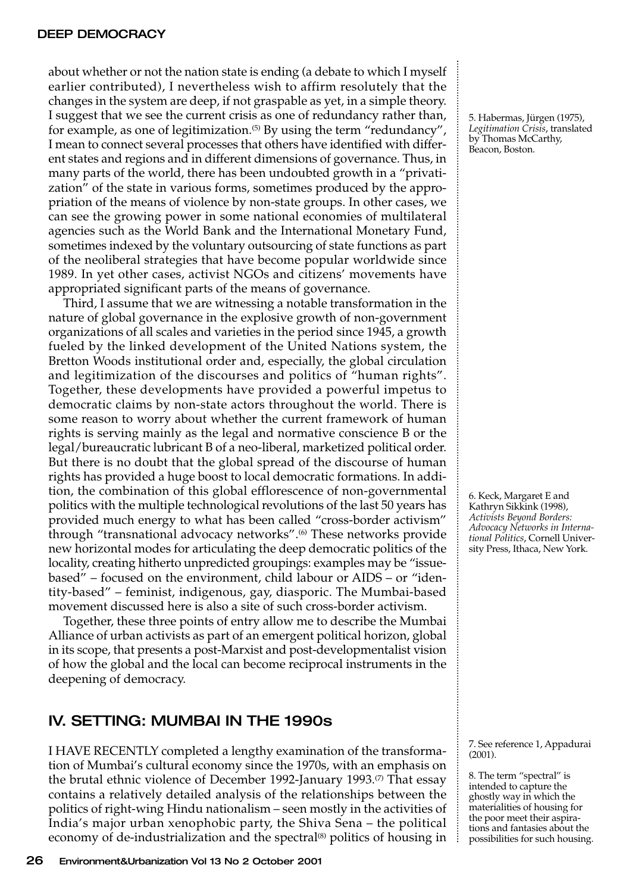about whether or not the nation state is ending (a debate to which I myself earlier contributed), I nevertheless wish to affirm resolutely that the changes in the system are deep, if not graspable as yet, in a simple theory. I suggest that we see the current crisis as one of redundancy rather than, for example, as one of legitimization.[5] By using the term "redundancy", I mean to connect several processes that others have identified with different states and regions and in different dimensions of governance. Thus, in many parts of the world, there has been undoubted growth in a "privatization" of the state in various forms, sometimes produced by the appropriation of the means of violence by non-state groups. In other cases, we can see the growing power in some national economies of multilateral agencies such as the World Bank and the International Monetary Fund, sometimes indexed by the voluntary outsourcing of state functions as part of the neoliberal strategies that have become popular worldwide since 1989. In yet other cases, activist NGOs and citizens' movements have appropriated significant parts of the means of governance.

Third, I assume that we are witnessing a notable transformation in the nature of global governance in the explosive growth of non-government organizations of all scales and varieties in the period since 1945, a growth fueled by the linked development of the United Nations system, the Bretton Woods institutional order and, especially, the global circulation and legitimization of the discourses and politics of "human rights". Together, these developments have provided a powerful impetus to democratic claims by non-state actors throughout the world. There is some reason to worry about whether the current framework of human rights is serving mainly as the legal and normative conscience B or the legal/bureaucratic lubricant B of a neo-liberal, marketized political order. But there is no doubt that the global spread of the discourse of human rights has provided a huge boost to local democratic formations. In addition, the combination of this global efflorescence of non-governmental politics with the multiple technological revolutions of the last 50 years has provided much energy to what has been called "cross-border activism" through "transnational advocacy networks".[6] These networks provide new horizontal modes for articulating the deep democratic politics of the locality, creating hitherto unpredicted groupings: examples may be "issue-based" – focused on the environment, child labour or AIDS – or "identity-based" – feminist, indigenous, gay, diasporic. The Mumbai-based movement discussed here is also a site of such cross-border activism.

Together, these three points of entry allow me to describe the Mumbai Alliance of urban activists as part of an emergent political horizon, global in its scope, that presents a post-Marxist and post-developmentalist vision of how the global and the local can become reciprocal instruments in the deepening of democracy.

## IV. SETTING: MUMBAI IN THE 1990s

I HAVE RECENTLY completed a lengthy examination of the transformation of Mumbai's cultural economy since the 1970s, with an emphasis on the brutal ethnic violence of December 1992-January 1993.[7] That essay contains a relatively detailed analysis of the relationships between the politics of right-wing Hindu nationalism – seen mostly in the activities of India's major urban xenophobic party, the Shiva Sena – the political economy of de-industrialization and the spectral[8] politics of housing in

5. Habermas, Jürgen (1975), *Legitimation Crisis*, translated by Thomas McCarthy, Beacon, Boston.

6. Keck, Margaret E and Kathryn Sikkink (1998), *Activists Beyond Borders: Advocacy Networks in International Politics*, Cornell University Press, Ithaca, New York.

7. See reference 1, Appadurai (2001).

8. The term "spectral" is intended to capture the ghostly way in which the materialities of housing for the poor meet their aspirations and fantasies about the possibilities for such housing.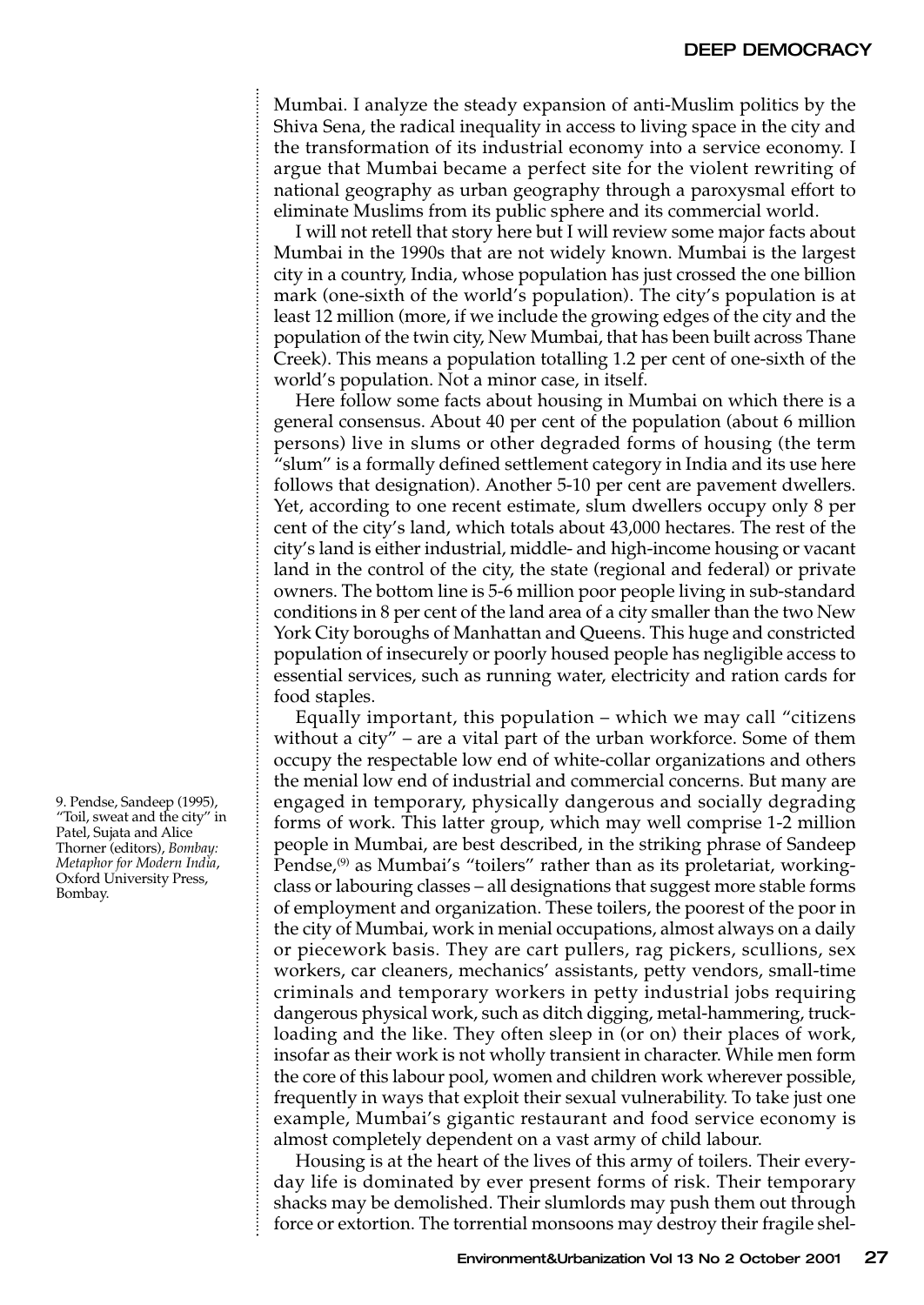Mumbai. I analyze the steady expansion of anti-Muslim politics by the Shiva Sena, the radical inequality in access to living space in the city and the transformation of its industrial economy into a service economy. I argue that Mumbai became a perfect site for the violent rewriting of national geography as urban geography through a paroxysmal effort to eliminate Muslims from its public sphere and its commercial world.

I will not retell that story here but I will review some major facts about Mumbai in the 1990s that are not widely known. Mumbai is the largest city in a country, India, whose population has just crossed the one billion mark (one-sixth of the world's population). The city's population is at least 12 million (more, if we include the growing edges of the city and the population of the twin city, New Mumbai, that has been built across Thane Creek). This means a population totalling 1.2 per cent of one-sixth of the world's population. Not a minor case, in itself.

Here follow some facts about housing in Mumbai on which there is a general consensus. About 40 per cent of the population (about 6 million persons) live in slums or other degraded forms of housing (the term "slum" is a formally defined settlement category in India and its use here follows that designation). Another 5-10 per cent are pavement dwellers. Yet, according to one recent estimate, slum dwellers occupy only 8 per cent of the city's land, which totals about 43,000 hectares. The rest of the city's land is either industrial, middle- and high-income housing or vacant land in the control of the city, the state (regional and federal) or private owners. The bottom line is 5-6 million poor people living in sub-standard conditions in 8 per cent of the land area of a city smaller than the two New York City boroughs of Manhattan and Queens. This huge and constricted population of insecurely or poorly housed people has negligible access to essential services, such as running water, electricity and ration cards for food staples.

Equally important, this population – which we may call "citizens without a city" – are a vital part of the urban workforce. Some of them occupy the respectable low end of white-collar organizations and others the menial low end of industrial and commercial concerns. But many are engaged in temporary, physically dangerous and socially degrading forms of work. This latter group, which may well comprise 1-2 million people in Mumbai, are best described, in the striking phrase of Sandeep Pendse,[9] as Mumbai's "toilers" rather than as its proletariat, working-class or labouring classes – all designations that suggest more stable forms of employment and organization. These toilers, the poorest of the poor in the city of Mumbai, work in menial occupations, almost always on a daily or piecework basis. They are cart pullers, rag pickers, scullions, sex workers, car cleaners, mechanics' assistants, petty vendors, small-time criminals and temporary workers in petty industrial jobs requiring dangerous physical work, such as ditch digging, metal-hammering, truck-loading and the like. They often sleep in (or on) their places of work, insofar as their work is not wholly transient in character. While men form the core of this labour pool, women and children work wherever possible, frequently in ways that exploit their sexual vulnerability. To take just one example, Mumbai's gigantic restaurant and food service economy is almost completely dependent on a vast army of child labour.

Housing is at the heart of the lives of this army of toilers. Their everyday life is dominated by ever present forms of risk. Their temporary shacks may be demolished. Their slumlords may push them out through force or extortion. The torrential monsoons may destroy their fragile shel-

9. Pendse, Sandeep (1995), "Toil, sweat and the city" in Patel, Sujata and Alice Thorner (editors), *Bombay: Metaphor for Modern India*, Oxford University Press, Bombay.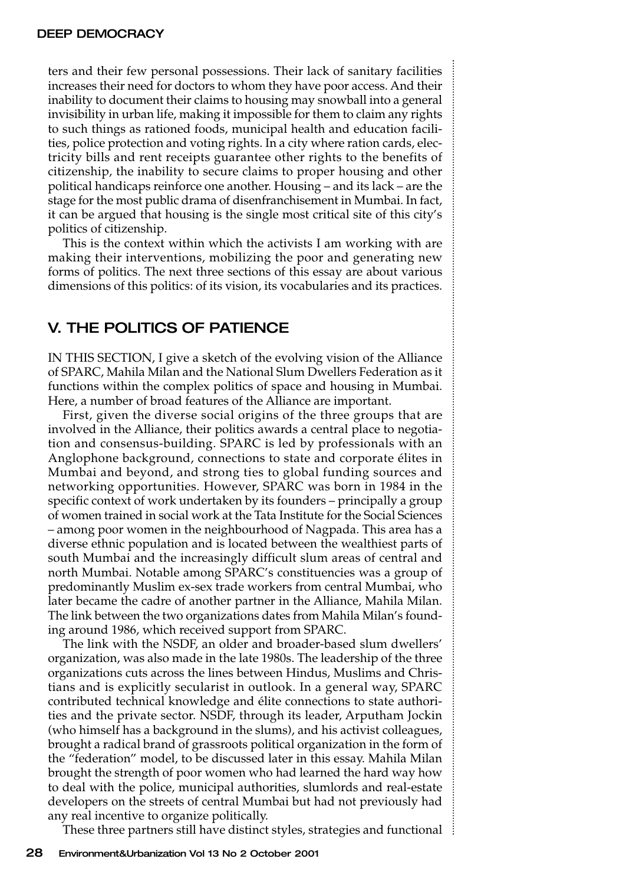ters and their few personal possessions. Their lack of sanitary facilities increases their need for doctors to whom they have poor access. And their inability to document their claims to housing may snowball into a general invisibility in urban life, making it impossible for them to claim any rights to such things as rationed foods, municipal health and education facilities, police protection and voting rights. In a city where ration cards, electricity bills and rent receipts guarantee other rights to the benefits of citizenship, the inability to secure claims to proper housing and other political handicaps reinforce one another. Housing – and its lack – are the stage for the most public drama of disenfranchisement in Mumbai. In fact, it can be argued that housing is the single most critical site of this city's politics of citizenship.

This is the context within which the activists I am working with are making their interventions, mobilizing the poor and generating new forms of politics. The next three sections of this essay are about various dimensions of this politics: of its vision, its vocabularies and its practices.

## V. THE POLITICS OF PATIENCE

IN THIS SECTION, I give a sketch of the evolving vision of the Alliance of SPARC, Mahila Milan and the National Slum Dwellers Federation as it functions within the complex politics of space and housing in Mumbai. Here, a number of broad features of the Alliance are important.

First, given the diverse social origins of the three groups that are involved in the Alliance, their politics awards a central place to negotiation and consensus-building. SPARC is led by professionals with an Anglophone background, connections to state and corporate élites in Mumbai and beyond, and strong ties to global funding sources and networking opportunities. However, SPARC was born in 1984 in the specific context of work undertaken by its founders – principally a group of women trained in social work at the Tata Institute for the Social Sciences – among poor women in the neighbourhood of Nagpada. This area has a diverse ethnic population and is located between the wealthiest parts of south Mumbai and the increasingly difficult slum areas of central and north Mumbai. Notable among SPARC's constituencies was a group of predominantly Muslim ex-sex trade workers from central Mumbai, who later became the cadre of another partner in the Alliance, Mahila Milan. The link between the two organizations dates from Mahila Milan's founding around 1986, which received support from SPARC.

The link with the NSDF, an older and broader-based slum dwellers' organization, was also made in the late 1980s. The leadership of the three organizations cuts across the lines between Hindus, Muslims and Christians and is explicitly secularist in outlook. In a general way, SPARC contributed technical knowledge and élite connections to state authorities and the private sector. NSDF, through its leader, Arputham Jockin (who himself has a background in the slums), and his activist colleagues, brought a radical brand of grassroots political organization in the form of the "federation" model, to be discussed later in this essay. Mahila Milan brought the strength of poor women who had learned the hard way how to deal with the police, municipal authorities, slumlords and real-estate developers on the streets of central Mumbai but had not previously had any real incentive to organize politically.

These three partners still have distinct styles, strategies and functional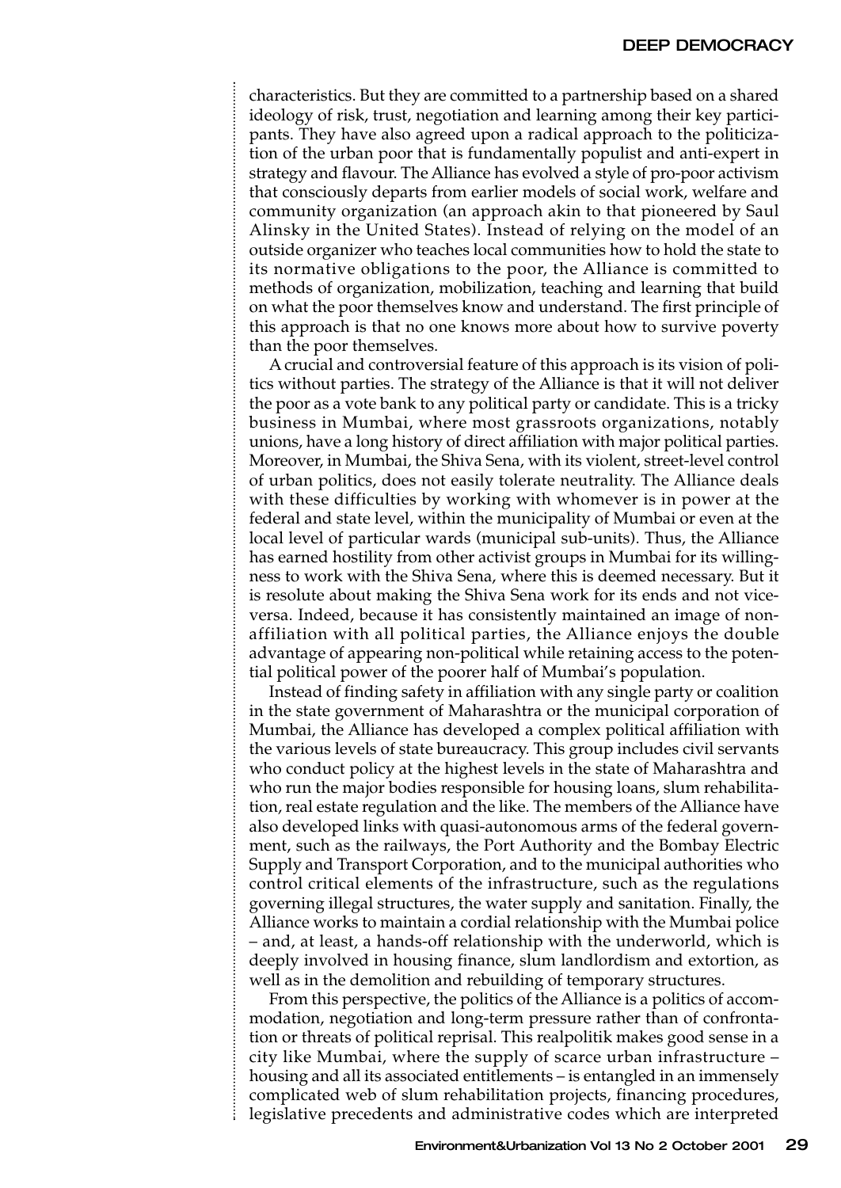characteristics. But they are committed to a partnership based on a shared ideology of risk, trust, negotiation and learning among their key participants. They have also agreed upon a radical approach to the politicization of the urban poor that is fundamentally populist and anti-expert in strategy and flavour. The Alliance has evolved a style of pro-poor activism that consciously departs from earlier models of social work, welfare and community organization (an approach akin to that pioneered by Saul Alinsky in the United States). Instead of relying on the model of an outside organizer who teaches local communities how to hold the state to its normative obligations to the poor, the Alliance is committed to methods of organization, mobilization, teaching and learning that build on what the poor themselves know and understand. The first principle of this approach is that no one knows more about how to survive poverty than the poor themselves.

A crucial and controversial feature of this approach is its vision of politics without parties. The strategy of the Alliance is that it will not deliver the poor as a vote bank to any political party or candidate. This is a tricky business in Mumbai, where most grassroots organizations, notably unions, have a long history of direct affiliation with major political parties. Moreover, in Mumbai, the Shiva Sena, with its violent, street-level control of urban politics, does not easily tolerate neutrality. The Alliance deals with these difficulties by working with whomever is in power at the federal and state level, within the municipality of Mumbai or even at the local level of particular wards (municipal sub-units). Thus, the Alliance has earned hostility from other activist groups in Mumbai for its willingness to work with the Shiva Sena, where this is deemed necessary. But it is resolute about making the Shiva Sena work for its ends and not vice-versa. Indeed, because it has consistently maintained an image of non-affiliation with all political parties, the Alliance enjoys the double advantage of appearing non-political while retaining access to the potential political power of the poorer half of Mumbai's population.

Instead of finding safety in affiliation with any single party or coalition in the state government of Maharashtra or the municipal corporation of Mumbai, the Alliance has developed a complex political affiliation with the various levels of state bureaucracy. This group includes civil servants who conduct policy at the highest levels in the state of Maharashtra and who run the major bodies responsible for housing loans, slum rehabilitation, real estate regulation and the like. The members of the Alliance have also developed links with quasi-autonomous arms of the federal government, such as the railways, the Port Authority and the Bombay Electric Supply and Transport Corporation, and to the municipal authorities who control critical elements of the infrastructure, such as the regulations governing illegal structures, the water supply and sanitation. Finally, the Alliance works to maintain a cordial relationship with the Mumbai police – and, at least, a hands-off relationship with the underworld, which is deeply involved in housing finance, slum landlordism and extortion, as well as in the demolition and rebuilding of temporary structures.

From this perspective, the politics of the Alliance is a politics of accommodation, negotiation and long-term pressure rather than of confrontation or threats of political reprisal. This realpolitik makes good sense in a city like Mumbai, where the supply of scarce urban infrastructure – housing and all its associated entitlements – is entangled in an immensely complicated web of slum rehabilitation projects, financing procedures, legislative precedents and administrative codes which are interpreted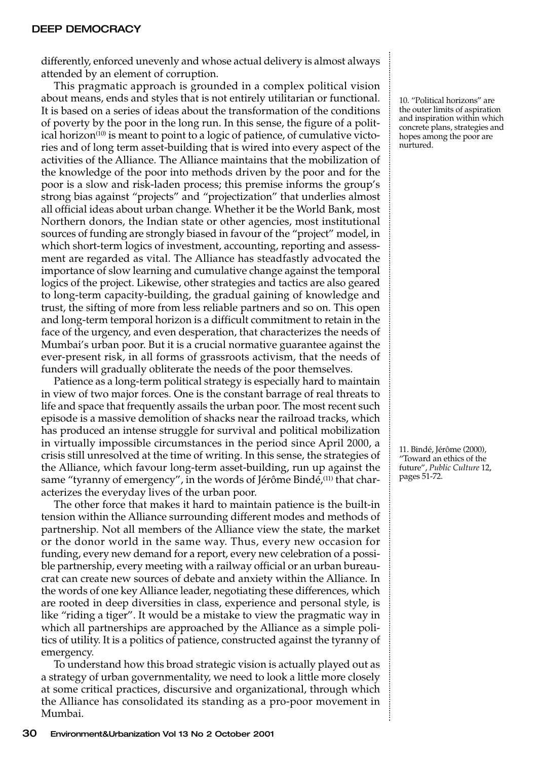differently, enforced unevenly and whose actual delivery is almost always attended by an element of corruption.

This pragmatic approach is grounded in a complex political vision about means, ends and styles that is not entirely utilitarian or functional. It is based on a series of ideas about the transformation of the conditions of poverty by the poor in the long run. In this sense, the figure of a political horizon[10] is meant to point to a logic of patience, of cumulative victories and of long term asset-building that is wired into every aspect of the activities of the Alliance. The Alliance maintains that the mobilization of the knowledge of the poor into methods driven by the poor and for the poor is a slow and risk-laden process; this premise informs the group's strong bias against "projects" and "projectization" that underlies almost all official ideas about urban change. Whether it be the World Bank, most Northern donors, the Indian state or other agencies, most institutional sources of funding are strongly biased in favour of the "project" model, in which short-term logics of investment, accounting, reporting and assessment are regarded as vital. The Alliance has steadfastly advocated the importance of slow learning and cumulative change against the temporal logics of the project. Likewise, other strategies and tactics are also geared to long-term capacity-building, the gradual gaining of knowledge and trust, the sifting of more from less reliable partners and so on. This open and long-term temporal horizon is a difficult commitment to retain in the face of the urgency, and even desperation, that characterizes the needs of Mumbai's urban poor. But it is a crucial normative guarantee against the ever-present risk, in all forms of grassroots activism, that the needs of funders will gradually obliterate the needs of the poor themselves.

Patience as a long-term political strategy is especially hard to maintain in view of two major forces. One is the constant barrage of real threats to life and space that frequently assails the urban poor. The most recent such episode is a massive demolition of shacks near the railroad tracks, which has produced an intense struggle for survival and political mobilization in virtually impossible circumstances in the period since April 2000, a crisis still unresolved at the time of writing. In this sense, the strategies of the Alliance, which favour long-term asset-building, run up against the same "tyranny of emergency", in the words of Jérôme Bindé,[11] that characterizes the everyday lives of the urban poor.

The other force that makes it hard to maintain patience is the built-in tension within the Alliance surrounding different modes and methods of partnership. Not all members of the Alliance view the state, the market or the donor world in the same way. Thus, every new occasion for funding, every new demand for a report, every new celebration of a possible partnership, every meeting with a railway official or an urban bureaucrat can create new sources of debate and anxiety within the Alliance. In the words of one key Alliance leader, negotiating these differences, which are rooted in deep diversities in class, experience and personal style, is like "riding a tiger". It would be a mistake to view the pragmatic way in which all partnerships are approached by the Alliance as a simple politics of utility. It is a politics of patience, constructed against the tyranny of emergency.

To understand how this broad strategic vision is actually played out as a strategy of urban governmentality, we need to look a little more closely at some critical practices, discursive and organizational, through which the Alliance has consolidated its standing as a pro-poor movement in Mumbai.

10. "Political horizons" are the outer limits of aspiration and inspiration within which concrete plans, strategies and hopes among the poor are nurtured.

11. Bindé, Jérôme (2000), "Toward an ethics of the future", *Public Culture* 12, pages 51-72.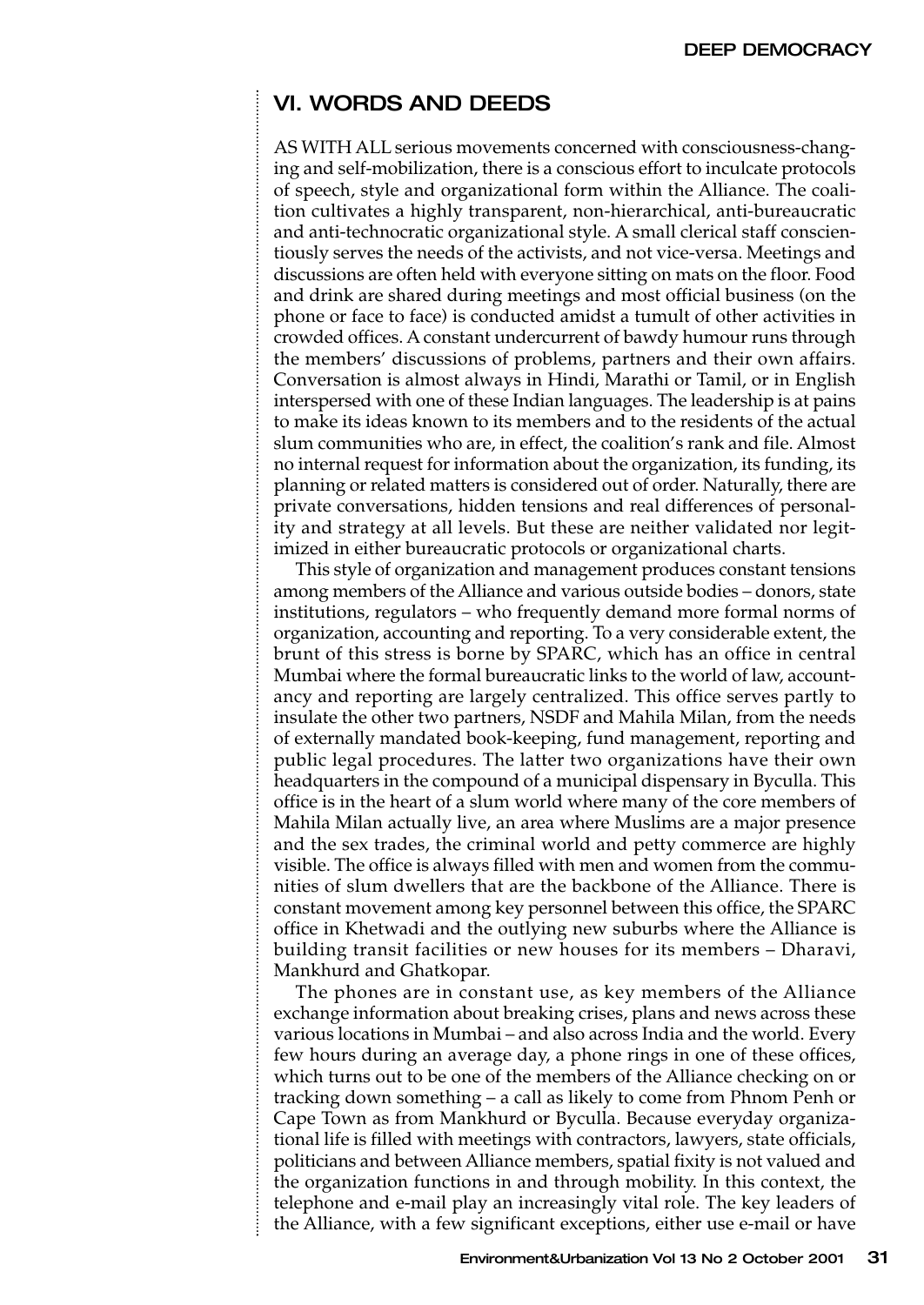## VI. WORDS AND DEEDS

AS WITH ALL serious movements concerned with consciousness-changing and self-mobilization, there is a conscious effort to inculcate protocols of speech, style and organizational form within the Alliance. The coalition cultivates a highly transparent, non-hierarchical, anti-bureaucratic and anti-technocratic organizational style. A small clerical staff conscientiously serves the needs of the activists, and not vice-versa. Meetings and discussions are often held with everyone sitting on mats on the floor. Food and drink are shared during meetings and most official business (on the phone or face to face) is conducted amidst a tumult of other activities in crowded offices. A constant undercurrent of bawdy humour runs through the members' discussions of problems, partners and their own affairs. Conversation is almost always in Hindi, Marathi or Tamil, or in English interspersed with one of these Indian languages. The leadership is at pains to make its ideas known to its members and to the residents of the actual slum communities who are, in effect, the coalition's rank and file. Almost no internal request for information about the organization, its funding, its planning or related matters is considered out of order. Naturally, there are private conversations, hidden tensions and real differences of personality and strategy at all levels. But these are neither validated nor legitimized in either bureaucratic protocols or organizational charts.

This style of organization and management produces constant tensions among members of the Alliance and various outside bodies – donors, state institutions, regulators – who frequently demand more formal norms of organization, accounting and reporting. To a very considerable extent, the brunt of this stress is borne by SPARC, which has an office in central Mumbai where the formal bureaucratic links to the world of law, accountancy and reporting are largely centralized. This office serves partly to insulate the other two partners, NSDF and Mahila Milan, from the needs of externally mandated book-keeping, fund management, reporting and public legal procedures. The latter two organizations have their own headquarters in the compound of a municipal dispensary in Byculla. This office is in the heart of a slum world where many of the core members of Mahila Milan actually live, an area where Muslims are a major presence and the sex trades, the criminal world and petty commerce are highly visible. The office is always filled with men and women from the communities of slum dwellers that are the backbone of the Alliance. There is constant movement among key personnel between this office, the SPARC office in Khetwadi and the outlying new suburbs where the Alliance is building transit facilities or new houses for its members – Dharavi, Mankhurd and Ghatkopar.

The phones are in constant use, as key members of the Alliance exchange information about breaking crises, plans and news across these various locations in Mumbai – and also across India and the world. Every few hours during an average day, a phone rings in one of these offices, which turns out to be one of the members of the Alliance checking on or tracking down something – a call as likely to come from Phnom Penh or Cape Town as from Mankhurd or Byculla. Because everyday organizational life is filled with meetings with contractors, lawyers, state officials, politicians and between Alliance members, spatial fixity is not valued and the organization functions in and through mobility. In this context, the telephone and e-mail play an increasingly vital role. The key leaders of the Alliance, with a few significant exceptions, either use e-mail or have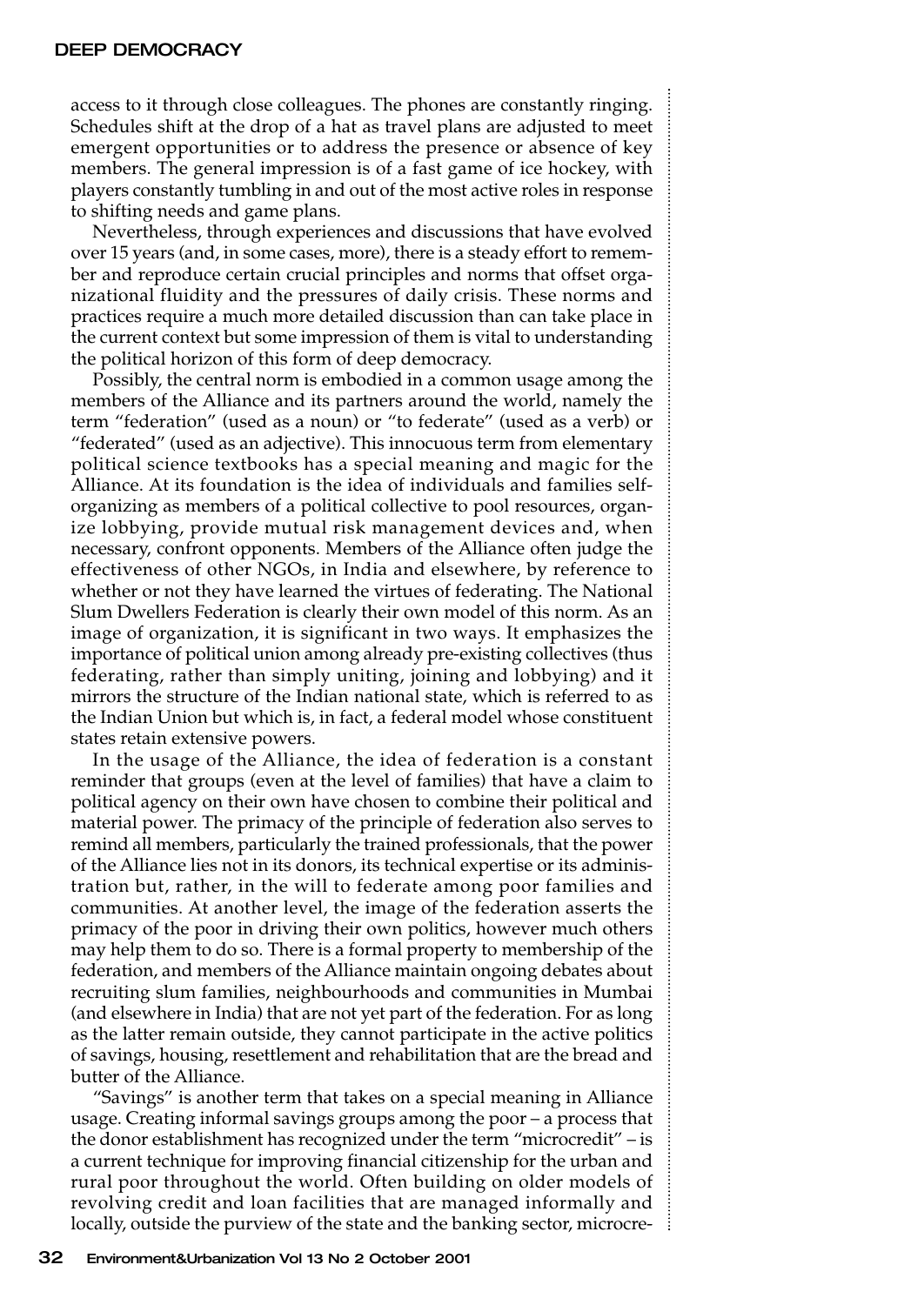access to it through close colleagues. The phones are constantly ringing. Schedules shift at the drop of a hat as travel plans are adjusted to meet emergent opportunities or to address the presence or absence of key members. The general impression is of a fast game of ice hockey, with players constantly tumbling in and out of the most active roles in response to shifting needs and game plans.

Nevertheless, through experiences and discussions that have evolved over 15 years (and, in some cases, more), there is a steady effort to remember and reproduce certain crucial principles and norms that offset organizational fluidity and the pressures of daily crisis. These norms and practices require a much more detailed discussion than can take place in the current context but some impression of them is vital to understanding the political horizon of this form of deep democracy.

Possibly, the central norm is embodied in a common usage among the members of the Alliance and its partners around the world, namely the term "federation" (used as a noun) or "to federate" (used as a verb) or "federated" (used as an adjective). This innocuous term from elementary political science textbooks has a special meaning and magic for the Alliance. At its foundation is the idea of individuals and families self-organizing as members of a political collective to pool resources, organize lobbying, provide mutual risk management devices and, when necessary, confront opponents. Members of the Alliance often judge the effectiveness of other NGOs, in India and elsewhere, by reference to whether or not they have learned the virtues of federating. The National Slum Dwellers Federation is clearly their own model of this norm. As an image of organization, it is significant in two ways. It emphasizes the importance of political union among already pre-existing collectives (thus federating, rather than simply uniting, joining and lobbying) and it mirrors the structure of the Indian national state, which is referred to as the Indian Union but which is, in fact, a federal model whose constituent states retain extensive powers.

In the usage of the Alliance, the idea of federation is a constant reminder that groups (even at the level of families) that have a claim to political agency on their own have chosen to combine their political and material power. The primacy of the principle of federation also serves to remind all members, particularly the trained professionals, that the power of the Alliance lies not in its donors, its technical expertise or its administration but, rather, in the will to federate among poor families and communities. At another level, the image of the federation asserts the primacy of the poor in driving their own politics, however much others may help them to do so. There is a formal property to membership of the federation, and members of the Alliance maintain ongoing debates about recruiting slum families, neighbourhoods and communities in Mumbai (and elsewhere in India) that are not yet part of the federation. For as long as the latter remain outside, they cannot participate in the active politics of savings, housing, resettlement and rehabilitation that are the bread and butter of the Alliance.

"Savings" is another term that takes on a special meaning in Alliance usage. Creating informal savings groups among the poor – a process that the donor establishment has recognized under the term "microcredit" – is a current technique for improving financial citizenship for the urban and rural poor throughout the world. Often building on older models of revolving credit and loan facilities that are managed informally and locally, outside the purview of the state and the banking sector, microcre-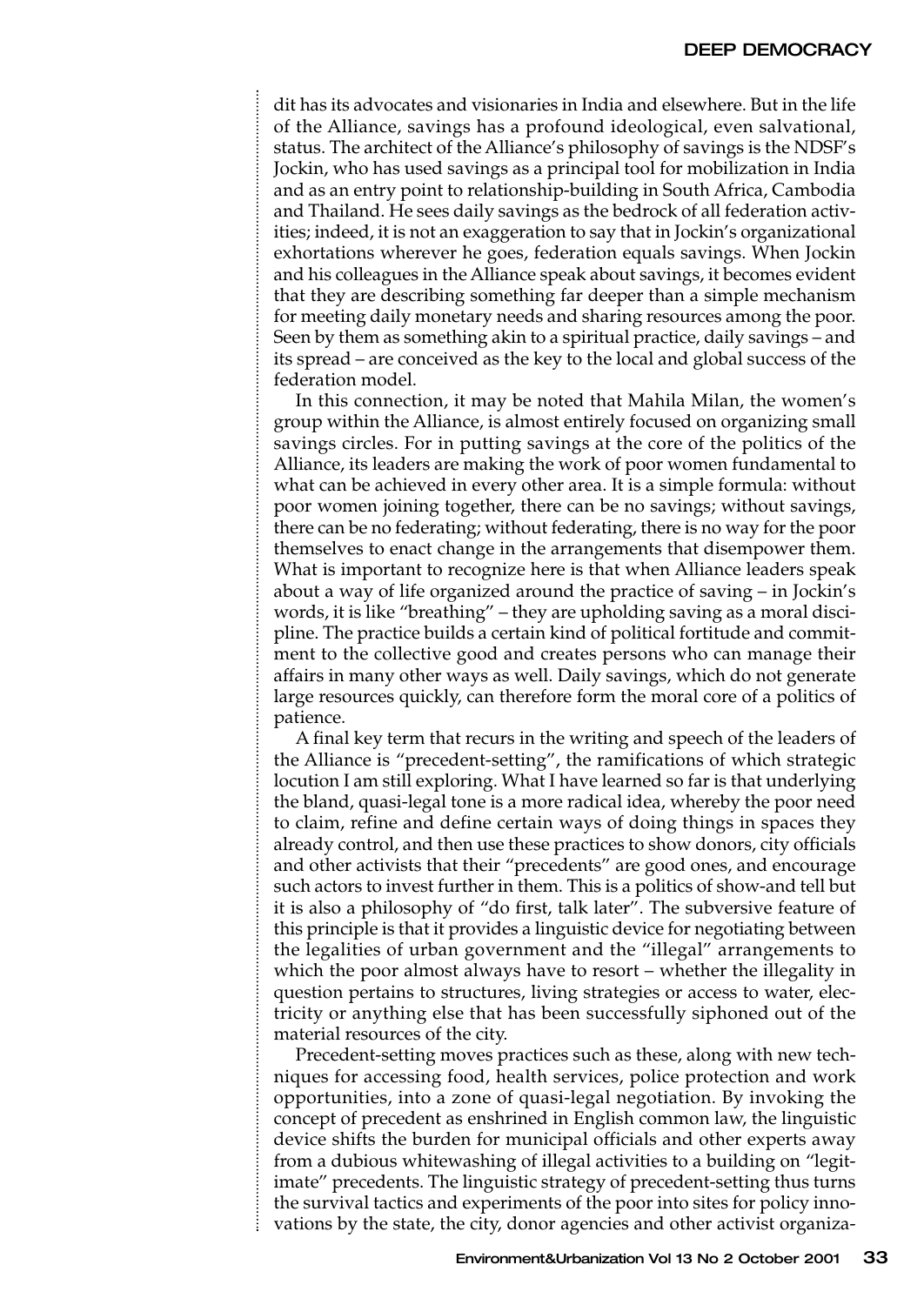dit has its advocates and visionaries in India and elsewhere. But in the life of the Alliance, savings has a profound ideological, even salvational, status. The architect of the Alliance's philosophy of savings is the NDSF's Jockin, who has used savings as a principal tool for mobilization in India and as an entry point to relationship-building in South Africa, Cambodia and Thailand. He sees daily savings as the bedrock of all federation activities; indeed, it is not an exaggeration to say that in Jockin's organizational exhortations wherever he goes, federation equals savings. When Jockin and his colleagues in the Alliance speak about savings, it becomes evident that they are describing something far deeper than a simple mechanism for meeting daily monetary needs and sharing resources among the poor. Seen by them as something akin to a spiritual practice, daily savings – and its spread – are conceived as the key to the local and global success of the federation model.

In this connection, it may be noted that Mahila Milan, the women's group within the Alliance, is almost entirely focused on organizing small savings circles. For in putting savings at the core of the politics of the Alliance, its leaders are making the work of poor women fundamental to what can be achieved in every other area. It is a simple formula: without poor women joining together, there can be no savings; without savings, there can be no federating; without federating, there is no way for the poor themselves to enact change in the arrangements that disempower them. What is important to recognize here is that when Alliance leaders speak about a way of life organized around the practice of saving – in Jockin's words, it is like "breathing" – they are upholding saving as a moral discipline. The practice builds a certain kind of political fortitude and commitment to the collective good and creates persons who can manage their affairs in many other ways as well. Daily savings, which do not generate large resources quickly, can therefore form the moral core of a politics of patience.

A final key term that recurs in the writing and speech of the leaders of the Alliance is "precedent-setting", the ramifications of which strategic locution I am still exploring. What I have learned so far is that underlying the bland, quasi-legal tone is a more radical idea, whereby the poor need to claim, refine and define certain ways of doing things in spaces they already control, and then use these practices to show donors, city officials and other activists that their "precedents" are good ones, and encourage such actors to invest further in them. This is a politics of show-and tell but it is also a philosophy of "do first, talk later". The subversive feature of this principle is that it provides a linguistic device for negotiating between the legalities of urban government and the "illegal" arrangements to which the poor almost always have to resort – whether the illegality in question pertains to structures, living strategies or access to water, electricity or anything else that has been successfully siphoned out of the material resources of the city.

Precedent-setting moves practices such as these, along with new techniques for accessing food, health services, police protection and work opportunities, into a zone of quasi-legal negotiation. By invoking the concept of precedent as enshrined in English common law, the linguistic device shifts the burden for municipal officials and other experts away from a dubious whitewashing of illegal activities to a building on "legitimate" precedents. The linguistic strategy of precedent-setting thus turns the survival tactics and experiments of the poor into sites for policy innovations by the state, the city, donor agencies and other activist organiza-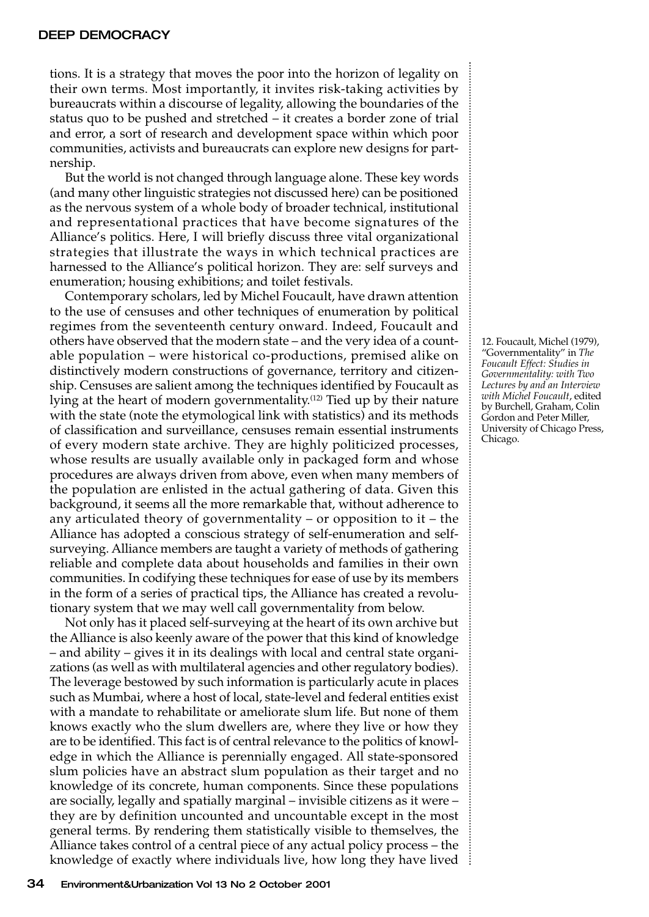tions. It is a strategy that moves the poor into the horizon of legality on their own terms. Most importantly, it invites risk-taking activities by bureaucrats within a discourse of legality, allowing the boundaries of the status quo to be pushed and stretched – it creates a border zone of trial and error, a sort of research and development space within which poor communities, activists and bureaucrats can explore new designs for partnership.

But the world is not changed through language alone. These key words (and many other linguistic strategies not discussed here) can be positioned as the nervous system of a whole body of broader technical, institutional and representational practices that have become signatures of the Alliance's politics. Here, I will briefly discuss three vital organizational strategies that illustrate the ways in which technical practices are harnessed to the Alliance's political horizon. They are: self surveys and enumeration; housing exhibitions; and toilet festivals.

Contemporary scholars, led by Michel Foucault, have drawn attention to the use of censuses and other techniques of enumeration by political regimes from the seventeenth century onward. Indeed, Foucault and others have observed that the modern state – and the very idea of a countable population – were historical co-productions, premised alike on distinctively modern constructions of governance, territory and citizenship. Censuses are salient among the techniques identified by Foucault as lying at the heart of modern governmentality.[12] Tied up by their nature with the state (note the etymological link with statistics) and its methods of classification and surveillance, censuses remain essential instruments of every modern state archive. They are highly politicized processes, whose results are usually available only in packaged form and whose procedures are always driven from above, even when many members of the population are enlisted in the actual gathering of data. Given this background, it seems all the more remarkable that, without adherence to any articulated theory of governmentality – or opposition to it – the Alliance has adopted a conscious strategy of self-enumeration and self-surveying. Alliance members are taught a variety of methods of gathering reliable and complete data about households and families in their own communities. In codifying these techniques for ease of use by its members in the form of a series of practical tips, the Alliance has created a revolutionary system that we may well call governmentality from below.

Not only has it placed self-surveying at the heart of its own archive but the Alliance is also keenly aware of the power that this kind of knowledge – and ability – gives it in its dealings with local and central state organizations (as well as with multilateral agencies and other regulatory bodies). The leverage bestowed by such information is particularly acute in places such as Mumbai, where a host of local, state-level and federal entities exist with a mandate to rehabilitate or ameliorate slum life. But none of them knows exactly who the slum dwellers are, where they live or how they are to be identified. This fact is of central relevance to the politics of knowledge in which the Alliance is perennially engaged. All state-sponsored slum policies have an abstract slum population as their target and no knowledge of its concrete, human components. Since these populations are socially, legally and spatially marginal – invisible citizens as it were – they are by definition uncounted and uncountable except in the most general terms. By rendering them statistically visible to themselves, the Alliance takes control of a central piece of any actual policy process – the knowledge of exactly where individuals live, how long they have lived

12. Foucault, Michel (1979), "Governmentality" in *The Foucault Effect: Studies in Governmentality: with Two Lectures by and an Interview with Michel Foucault*, edited by Burchell, Graham, Colin Gordon and Peter Miller, University of Chicago Press, Chicago.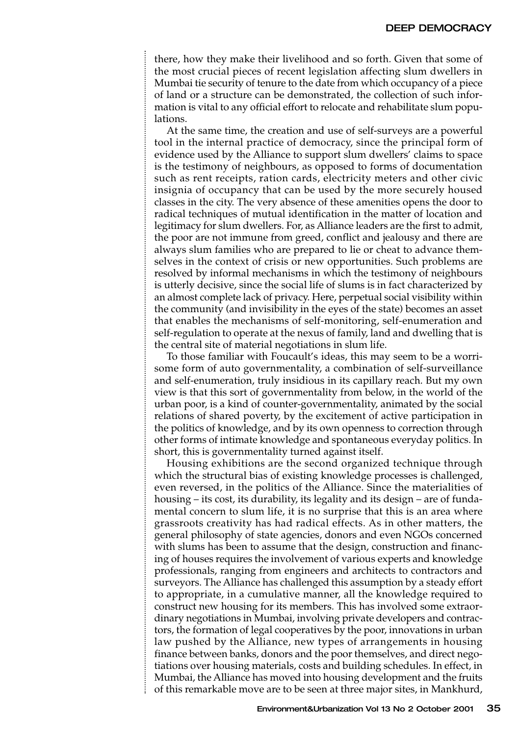there, how they make their livelihood and so forth. Given that some of the most crucial pieces of recent legislation affecting slum dwellers in Mumbai tie security of tenure to the date from which occupancy of a piece of land or a structure can be demonstrated, the collection of such information is vital to any official effort to relocate and rehabilitate slum populations.

At the same time, the creation and use of self-surveys are a powerful tool in the internal practice of democracy, since the principal form of evidence used by the Alliance to support slum dwellers' claims to space is the testimony of neighbours, as opposed to forms of documentation such as rent receipts, ration cards, electricity meters and other civic insignia of occupancy that can be used by the more securely housed classes in the city. The very absence of these amenities opens the door to radical techniques of mutual identification in the matter of location and legitimacy for slum dwellers. For, as Alliance leaders are the first to admit, the poor are not immune from greed, conflict and jealousy and there are always slum families who are prepared to lie or cheat to advance themselves in the context of crisis or new opportunities. Such problems are resolved by informal mechanisms in which the testimony of neighbours is utterly decisive, since the social life of slums is in fact characterized by an almost complete lack of privacy. Here, perpetual social visibility within the community (and invisibility in the eyes of the state) becomes an asset that enables the mechanisms of self-monitoring, self-enumeration and self-regulation to operate at the nexus of family, land and dwelling that is the central site of material negotiations in slum life.

To those familiar with Foucault's ideas, this may seem to be a worrisome form of auto governmentality, a combination of self-surveillance and self-enumeration, truly insidious in its capillary reach. But my own view is that this sort of governmentality from below, in the world of the urban poor, is a kind of counter-governmentality, animated by the social relations of shared poverty, by the excitement of active participation in the politics of knowledge, and by its own openness to correction through other forms of intimate knowledge and spontaneous everyday politics. In short, this is governmentality turned against itself.

Housing exhibitions are the second organized technique through which the structural bias of existing knowledge processes is challenged, even reversed, in the politics of the Alliance. Since the materialities of housing – its cost, its durability, its legality and its design – are of fundamental concern to slum life, it is no surprise that this is an area where grassroots creativity has had radical effects. As in other matters, the general philosophy of state agencies, donors and even NGOs concerned with slums has been to assume that the design, construction and financing of houses requires the involvement of various experts and knowledge professionals, ranging from engineers and architects to contractors and surveyors. The Alliance has challenged this assumption by a steady effort to appropriate, in a cumulative manner, all the knowledge required to construct new housing for its members. This has involved some extraordinary negotiations in Mumbai, involving private developers and contractors, the formation of legal cooperatives by the poor, innovations in urban law pushed by the Alliance, new types of arrangements in housing finance between banks, donors and the poor themselves, and direct negotiations over housing materials, costs and building schedules. In effect, in Mumbai, the Alliance has moved into housing development and the fruits of this remarkable move are to be seen at three major sites, in Mankhurd,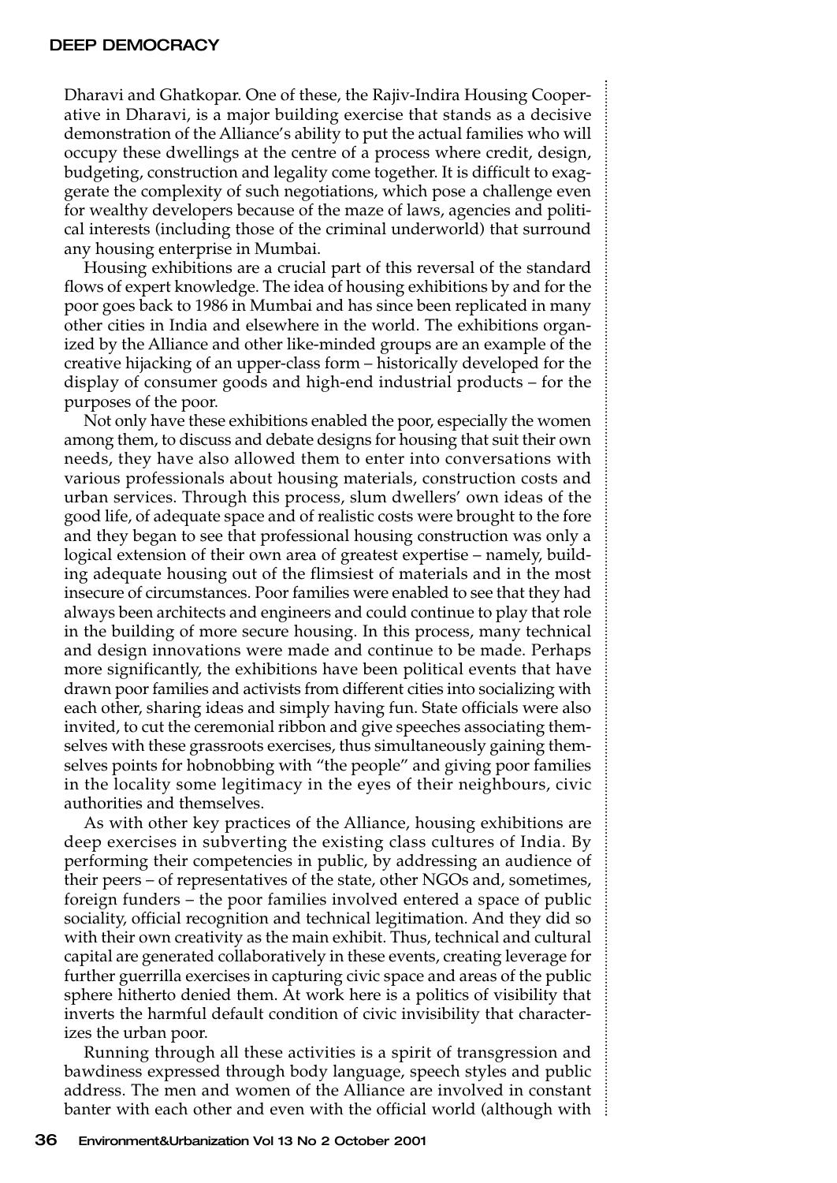Dharavi and Ghatkopar. One of these, the Rajiv-Indira Housing Cooperative in Dharavi, is a major building exercise that stands as a decisive demonstration of the Alliance's ability to put the actual families who will occupy these dwellings at the centre of a process where credit, design, budgeting, construction and legality come together. It is difficult to exaggerate the complexity of such negotiations, which pose a challenge even for wealthy developers because of the maze of laws, agencies and political interests (including those of the criminal underworld) that surround any housing enterprise in Mumbai.

Housing exhibitions are a crucial part of this reversal of the standard flows of expert knowledge. The idea of housing exhibitions by and for the poor goes back to 1986 in Mumbai and has since been replicated in many other cities in India and elsewhere in the world. The exhibitions organized by the Alliance and other like-minded groups are an example of the creative hijacking of an upper-class form – historically developed for the display of consumer goods and high-end industrial products – for the purposes of the poor.

Not only have these exhibitions enabled the poor, especially the women among them, to discuss and debate designs for housing that suit their own needs, they have also allowed them to enter into conversations with various professionals about housing materials, construction costs and urban services. Through this process, slum dwellers' own ideas of the good life, of adequate space and of realistic costs were brought to the fore and they began to see that professional housing construction was only a logical extension of their own area of greatest expertise – namely, building adequate housing out of the flimsiest of materials and in the most insecure of circumstances. Poor families were enabled to see that they had always been architects and engineers and could continue to play that role in the building of more secure housing. In this process, many technical and design innovations were made and continue to be made. Perhaps more significantly, the exhibitions have been political events that have drawn poor families and activists from different cities into socializing with each other, sharing ideas and simply having fun. State officials were also invited, to cut the ceremonial ribbon and give speeches associating themselves with these grassroots exercises, thus simultaneously gaining themselves points for hobnobbing with "the people" and giving poor families in the locality some legitimacy in the eyes of their neighbours, civic authorities and themselves.

As with other key practices of the Alliance, housing exhibitions are deep exercises in subverting the existing class cultures of India. By performing their competencies in public, by addressing an audience of their peers – of representatives of the state, other NGOs and, sometimes, foreign funders – the poor families involved entered a space of public sociality, official recognition and technical legitimation. And they did so with their own creativity as the main exhibit. Thus, technical and cultural capital are generated collaboratively in these events, creating leverage for further guerrilla exercises in capturing civic space and areas of the public sphere hitherto denied them. At work here is a politics of visibility that inverts the harmful default condition of civic invisibility that characterizes the urban poor.

Running through all these activities is a spirit of transgression and bawdiness expressed through body language, speech styles and public address. The men and women of the Alliance are involved in constant banter with each other and even with the official world (although with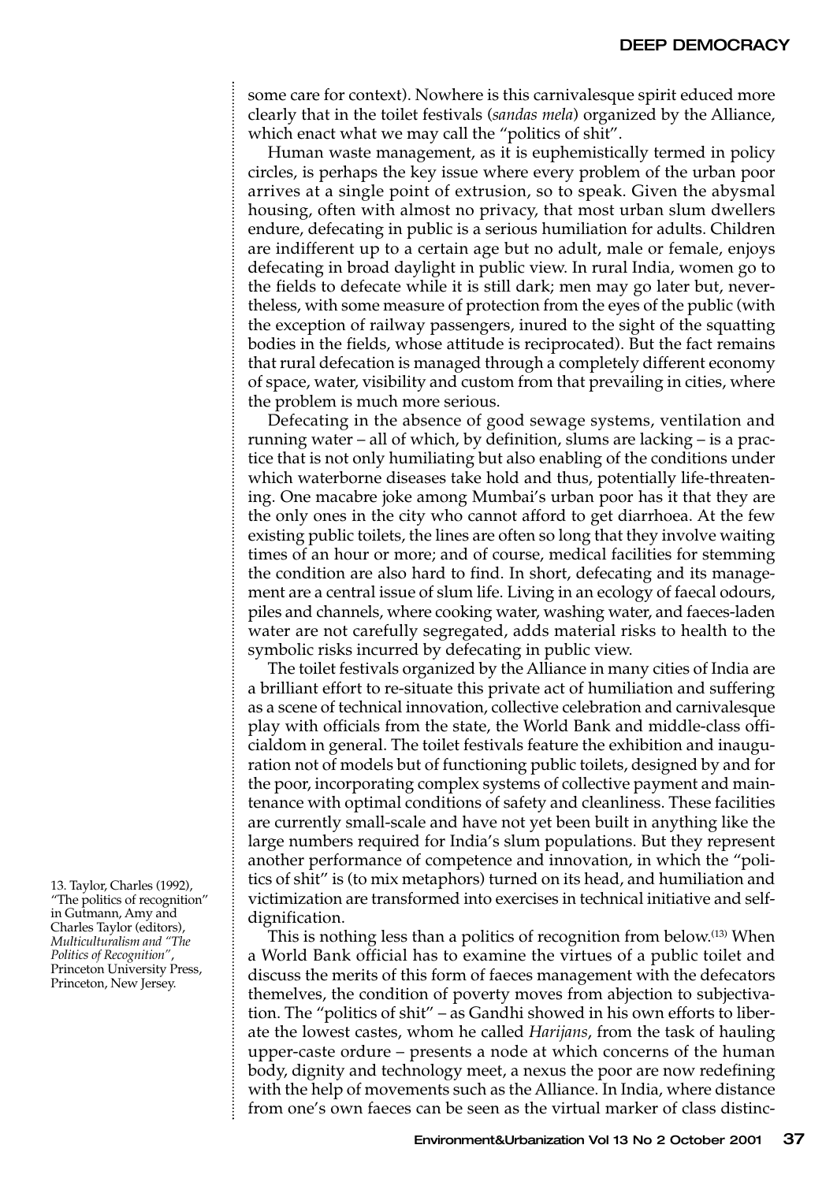some care for context). Nowhere is this carnivalesque spirit educed more clearly that in the toilet festivals (*sandas mela*) organized by the Alliance, which enact what we may call the "politics of shit".

Human waste management, as it is euphemistically termed in policy circles, is perhaps the key issue where every problem of the urban poor arrives at a single point of extrusion, so to speak. Given the abysmal housing, often with almost no privacy, that most urban slum dwellers endure, defecating in public is a serious humiliation for adults. Children are indifferent up to a certain age but no adult, male or female, enjoys defecating in broad daylight in public view. In rural India, women go to the fields to defecate while it is still dark; men may go later but, nevertheless, with some measure of protection from the eyes of the public (with the exception of railway passengers, inured to the sight of the squatting bodies in the fields, whose attitude is reciprocated). But the fact remains that rural defecation is managed through a completely different economy of space, water, visibility and custom from that prevailing in cities, where the problem is much more serious.

Defecating in the absence of good sewage systems, ventilation and running water – all of which, by definition, slums are lacking – is a practice that is not only humiliating but also enabling of the conditions under which waterborne diseases take hold and thus, potentially life-threatening. One macabre joke among Mumbai's urban poor has it that they are the only ones in the city who cannot afford to get diarrhoea. At the few existing public toilets, the lines are often so long that they involve waiting times of an hour or more; and of course, medical facilities for stemming the condition are also hard to find. In short, defecating and its management are a central issue of slum life. Living in an ecology of faecal odours, piles and channels, where cooking water, washing water, and faeces-laden water are not carefully segregated, adds material risks to health to the symbolic risks incurred by defecating in public view.

The toilet festivals organized by the Alliance in many cities of India are a brilliant effort to re-situate this private act of humiliation and suffering as a scene of technical innovation, collective celebration and carnivalesque play with officials from the state, the World Bank and middle-class officialdom in general. The toilet festivals feature the exhibition and inauguration not of models but of functioning public toilets, designed by and for the poor, incorporating complex systems of collective payment and maintenance with optimal conditions of safety and cleanliness. These facilities are currently small-scale and have not yet been built in anything like the large numbers required for India's slum populations. But they represent another performance of competence and innovation, in which the "politics of shit" is (to mix metaphors) turned on its head, and humiliation and victimization are transformed into exercises in technical initiative and self-dignification.

This is nothing less than a politics of recognition from below.[13] When a World Bank official has to examine the virtues of a public toilet and discuss the merits of this form of faeces management with the defecators themselves, the condition of poverty moves from abjection to subjectivation. The "politics of shit" – as Gandhi showed in his own efforts to liberate the lowest castes, whom he called *Harijans*, from the task of hauling upper-caste ordure – presents a node at which concerns of the human body, dignity and technology meet, a nexus the poor are now redefining with the help of movements such as the Alliance. In India, where distance from one's own faeces can be seen as the virtual marker of class distinc-

13. Taylor, Charles (1992), "The politics of recognition" in Gutmann, Amy and Charles Taylor (editors), *Multiculturalism and "The Politics of Recognition"*, Princeton University Press, Princeton, New Jersey.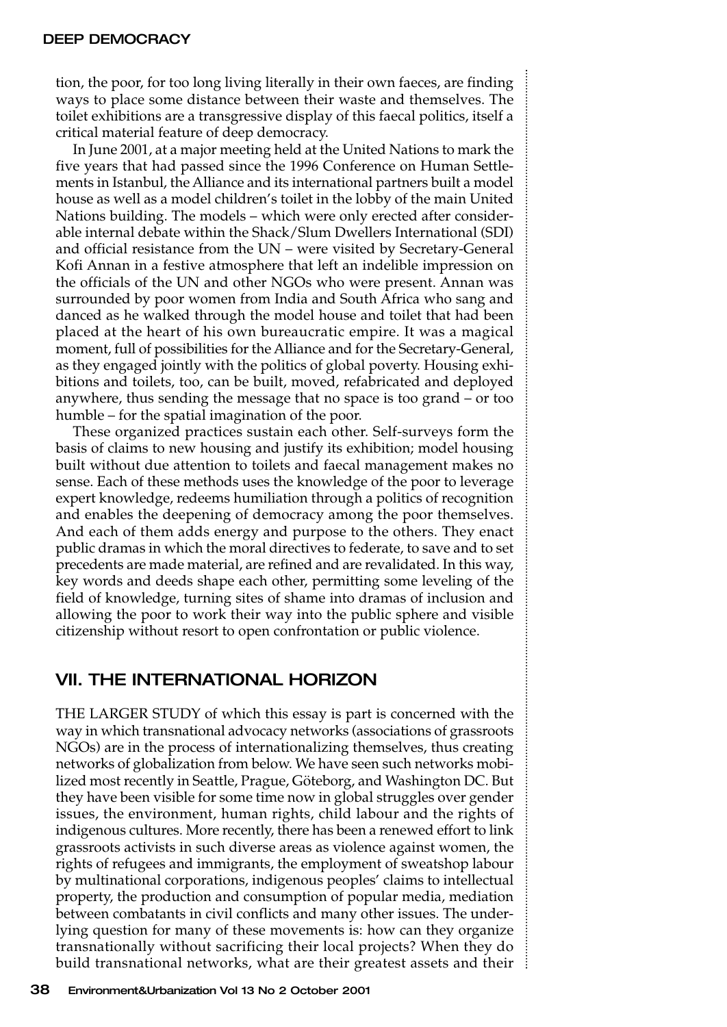tion, the poor, for too long living literally in their own faeces, are finding ways to place some distance between their waste and themselves. The toilet exhibitions are a transgressive display of this faecal politics, itself a critical material feature of deep democracy.

In June 2001, at a major meeting held at the United Nations to mark the five years that had passed since the 1996 Conference on Human Settlements in Istanbul, the Alliance and its international partners built a model house as well as a model children's toilet in the lobby of the main United Nations building. The models – which were only erected after considerable internal debate within the Shack/Slum Dwellers International (SDI) and official resistance from the UN – were visited by Secretary-General Kofi Annan in a festive atmosphere that left an indelible impression on the officials of the UN and other NGOs who were present. Annan was surrounded by poor women from India and South Africa who sang and danced as he walked through the model house and toilet that had been placed at the heart of his own bureaucratic empire. It was a magical moment, full of possibilities for the Alliance and for the Secretary-General, as they engaged jointly with the politics of global poverty. Housing exhibitions and toilets, too, can be built, moved, refabricated and deployed anywhere, thus sending the message that no space is too grand – or too humble – for the spatial imagination of the poor.

These organized practices sustain each other. Self-surveys form the basis of claims to new housing and justify its exhibition; model housing built without due attention to toilets and faecal management makes no sense. Each of these methods uses the knowledge of the poor to leverage expert knowledge, redeems humiliation through a politics of recognition and enables the deepening of democracy among the poor themselves. And each of them adds energy and purpose to the others. They enact public dramas in which the moral directives to federate, to save and to set precedents are made material, are refined and are revalidated. In this way, key words and deeds shape each other, permitting some leveling of the field of knowledge, turning sites of shame into dramas of inclusion and allowing the poor to work their way into the public sphere and visible citizenship without resort to open confrontation or public violence.

## VII. THE INTERNATIONAL HORIZON

THE LARGER STUDY of which this essay is part is concerned with the way in which transnational advocacy networks (associations of grassroots NGOs) are in the process of internationalizing themselves, thus creating networks of globalization from below. We have seen such networks mobilized most recently in Seattle, Prague, Göteborg, and Washington DC. But they have been visible for some time now in global struggles over gender issues, the environment, human rights, child labour and the rights of indigenous cultures. More recently, there has been a renewed effort to link grassroots activists in such diverse areas as violence against women, the rights of refugees and immigrants, the employment of sweatshop labour by multinational corporations, indigenous peoples' claims to intellectual property, the production and consumption of popular media, mediation between combatants in civil conflicts and many other issues. The underlying question for many of these movements is: how can they organize transnationally without sacrificing their local projects? When they do build transnational networks, what are their greatest assets and their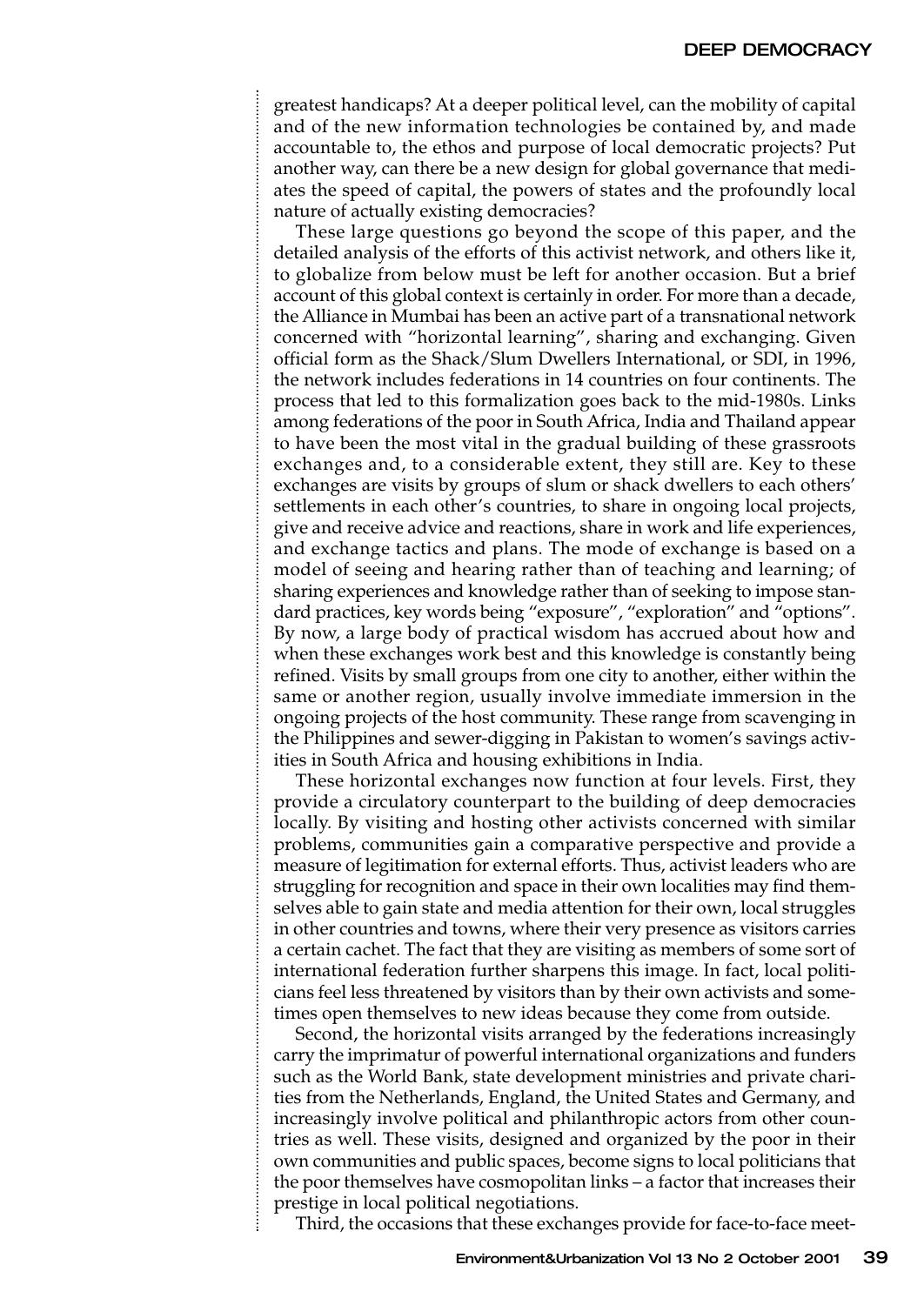greatest handicaps? At a deeper political level, can the mobility of capital and of the new information technologies be contained by, and made accountable to, the ethos and purpose of local democratic projects? Put another way, can there be a new design for global governance that mediates the speed of capital, the powers of states and the profoundly local nature of actually existing democracies?

These large questions go beyond the scope of this paper, and the detailed analysis of the efforts of this activist network, and others like it, to globalize from below must be left for another occasion. But a brief account of this global context is certainly in order. For more than a decade, the Alliance in Mumbai has been an active part of a transnational network concerned with "horizontal learning", sharing and exchanging. Given official form as the Shack/Slum Dwellers International, or SDI, in 1996, the network includes federations in 14 countries on four continents. The process that led to this formalization goes back to the mid-1980s. Links among federations of the poor in South Africa, India and Thailand appear to have been the most vital in the gradual building of these grassroots exchanges and, to a considerable extent, they still are. Key to these exchanges are visits by groups of slum or shack dwellers to each others' settlements in each other's countries, to share in ongoing local projects, give and receive advice and reactions, share in work and life experiences, and exchange tactics and plans. The mode of exchange is based on a model of seeing and hearing rather than of teaching and learning; of sharing experiences and knowledge rather than of seeking to impose standard practices, key words being "exposure", "exploration" and "options". By now, a large body of practical wisdom has accrued about how and when these exchanges work best and this knowledge is constantly being refined. Visits by small groups from one city to another, either within the same or another region, usually involve immediate immersion in the ongoing projects of the host community. These range from scavenging in the Philippines and sewer-digging in Pakistan to women's savings activities in South Africa and housing exhibitions in India.

These horizontal exchanges now function at four levels. First, they provide a circulatory counterpart to the building of deep democracies locally. By visiting and hosting other activists concerned with similar problems, communities gain a comparative perspective and provide a measure of legitimation for external efforts. Thus, activist leaders who are struggling for recognition and space in their own localities may find themselves able to gain state and media attention for their own, local struggles in other countries and towns, where their very presence as visitors carries a certain cachet. The fact that they are visiting as members of some sort of international federation further sharpens this image. In fact, local politicians feel less threatened by visitors than by their own activists and sometimes open themselves to new ideas because they come from outside.

Second, the horizontal visits arranged by the federations increasingly carry the imprimatur of powerful international organizations and funders such as the World Bank, state development ministries and private charities from the Netherlands, England, the United States and Germany, and increasingly involve political and philanthropic actors from other countries as well. These visits, designed and organized by the poor in their own communities and public spaces, become signs to local politicians that the poor themselves have cosmopolitan links – a factor that increases their prestige in local political negotiations.

Third, the occasions that these exchanges provide for face-to-face meet-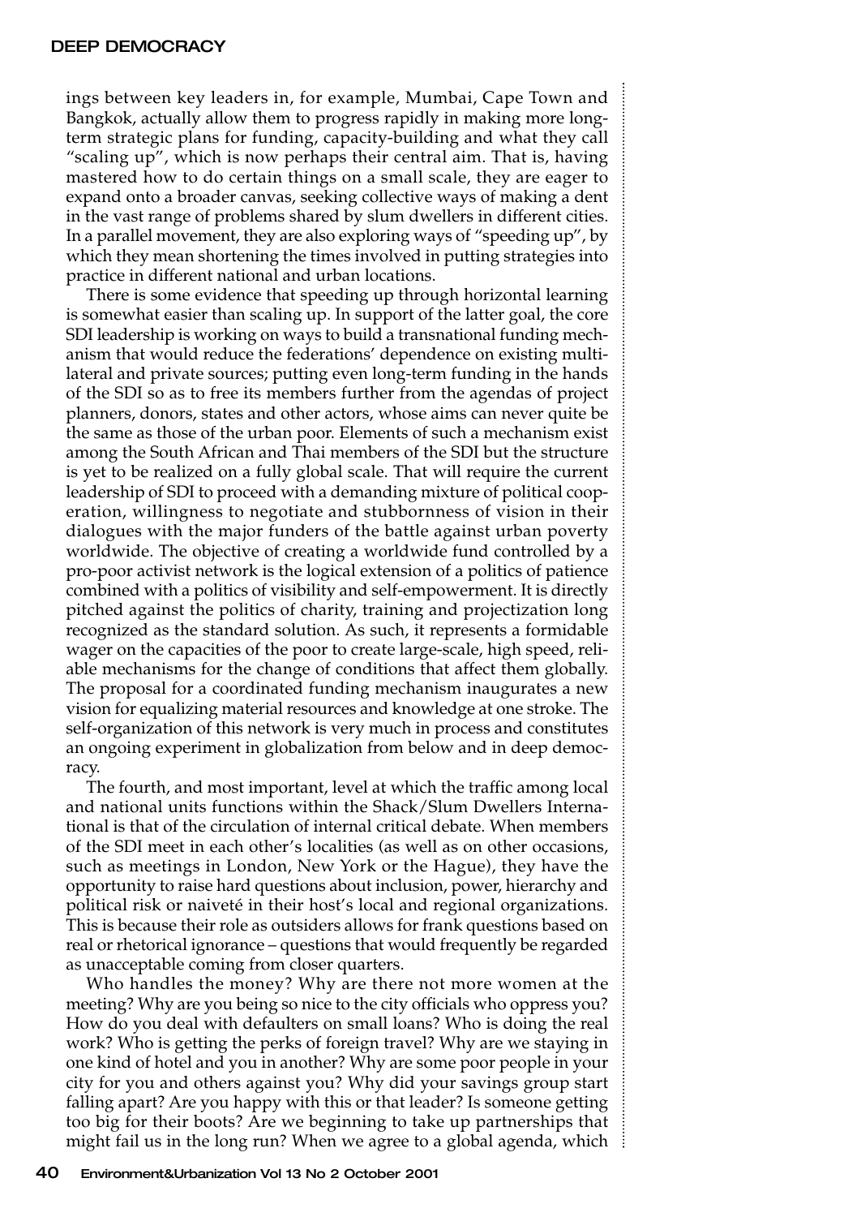ings between key leaders in, for example, Mumbai, Cape Town and Bangkok, actually allow them to progress rapidly in making more long-term strategic plans for funding, capacity-building and what they call "scaling up", which is now perhaps their central aim. That is, having mastered how to do certain things on a small scale, they are eager to expand onto a broader canvas, seeking collective ways of making a dent in the vast range of problems shared by slum dwellers in different cities. In a parallel movement, they are also exploring ways of "speeding up", by which they mean shortening the times involved in putting strategies into practice in different national and urban locations.

There is some evidence that speeding up through horizontal learning is somewhat easier than scaling up. In support of the latter goal, the core SDI leadership is working on ways to build a transnational funding mechanism that would reduce the federations' dependence on existing multilateral and private sources; putting even long-term funding in the hands of the SDI so as to free its members further from the agendas of project planners, donors, states and other actors, whose aims can never quite be the same as those of the urban poor. Elements of such a mechanism exist among the South African and Thai members of the SDI but the structure is yet to be realized on a fully global scale. That will require the current leadership of SDI to proceed with a demanding mixture of political cooperation, willingness to negotiate and stubbornness of vision in their dialogues with the major funders of the battle against urban poverty worldwide. The objective of creating a worldwide fund controlled by a pro-poor activist network is the logical extension of a politics of patience combined with a politics of visibility and self-empowerment. It is directly pitched against the politics of charity, training and projectization long recognized as the standard solution. As such, it represents a formidable wager on the capacities of the poor to create large-scale, high speed, reliable mechanisms for the change of conditions that affect them globally. The proposal for a coordinated funding mechanism inaugurates a new vision for equalizing material resources and knowledge at one stroke. The self-organization of this network is very much in process and constitutes an ongoing experiment in globalization from below and in deep democracy.

The fourth, and most important, level at which the traffic among local and national units functions within the Shack/Slum Dwellers International is that of the circulation of internal critical debate. When members of the SDI meet in each other's localities (as well as on other occasions, such as meetings in London, New York or the Hague), they have the opportunity to raise hard questions about inclusion, power, hierarchy and political risk or naiveté in their host's local and regional organizations. This is because their role as outsiders allows for frank questions based on real or rhetorical ignorance – questions that would frequently be regarded as unacceptable coming from closer quarters.

Who handles the money? Why are there not more women at the meeting? Why are you being so nice to the city officials who oppress you? How do you deal with defaulters on small loans? Who is doing the real work? Who is getting the perks of foreign travel? Why are we staying in one kind of hotel and you in another? Why are some poor people in your city for you and others against you? Why did your savings group start falling apart? Are you happy with this or that leader? Is someone getting too big for their boots? Are we beginning to take up partnerships that might fail us in the long run? When we agree to a global agenda, which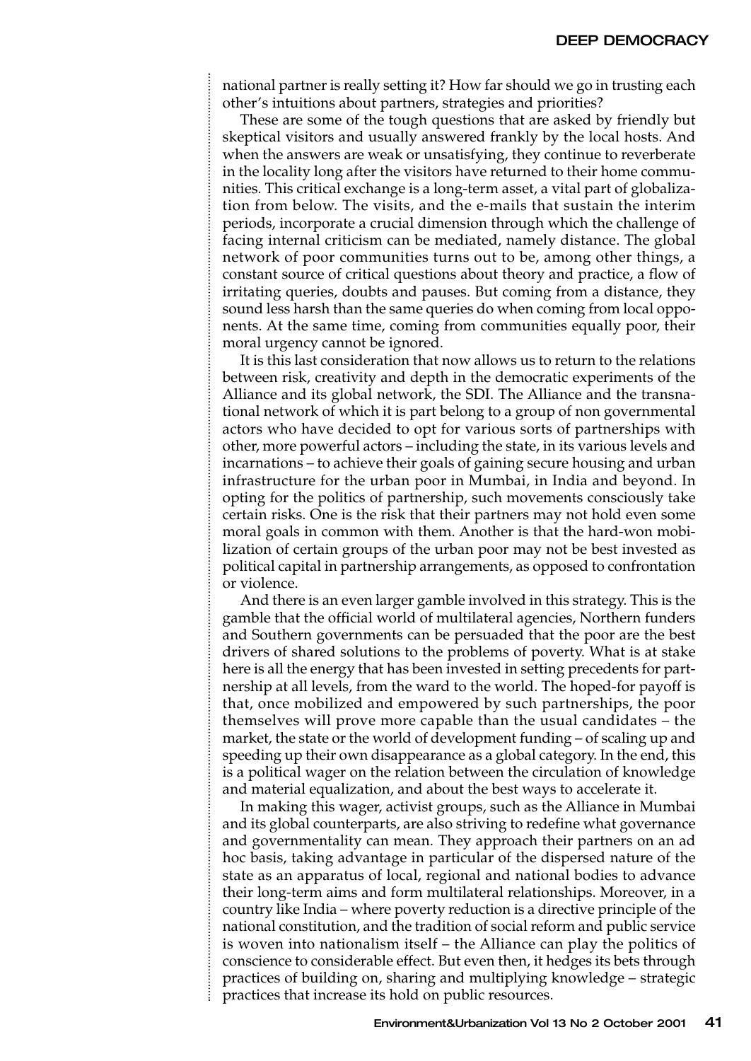national partner is really setting it? How far should we go in trusting each other's intuitions about partners, strategies and priorities?

These are some of the tough questions that are asked by friendly but skeptical visitors and usually answered frankly by the local hosts. And when the answers are weak or unsatisfying, they continue to reverberate in the locality long after the visitors have returned to their home communities. This critical exchange is a long-term asset, a vital part of globalization from below. The visits, and the e-mails that sustain the interim periods, incorporate a crucial dimension through which the challenge of facing internal criticism can be mediated, namely distance. The global network of poor communities turns out to be, among other things, a constant source of critical questions about theory and practice, a flow of irritating queries, doubts and pauses. But coming from a distance, they sound less harsh than the same queries do when coming from local opponents. At the same time, coming from communities equally poor, their moral urgency cannot be ignored.

It is this last consideration that now allows us to return to the relations between risk, creativity and depth in the democratic experiments of the Alliance and its global network, the SDI. The Alliance and the transnational network of which it is part belong to a group of non governmental actors who have decided to opt for various sorts of partnerships with other, more powerful actors – including the state, in its various levels and incarnations – to achieve their goals of gaining secure housing and urban infrastructure for the urban poor in Mumbai, in India and beyond. In opting for the politics of partnership, such movements consciously take certain risks. One is the risk that their partners may not hold even some moral goals in common with them. Another is that the hard-won mobilization of certain groups of the urban poor may not be best invested as political capital in partnership arrangements, as opposed to confrontation or violence.

And there is an even larger gamble involved in this strategy. This is the gamble that the official world of multilateral agencies, Northern funders and Southern governments can be persuaded that the poor are the best drivers of shared solutions to the problems of poverty. What is at stake here is all the energy that has been invested in setting precedents for partnership at all levels, from the ward to the world. The hoped-for payoff is that, once mobilized and empowered by such partnerships, the poor themselves will prove more capable than the usual candidates – the market, the state or the world of development funding – of scaling up and speeding up their own disappearance as a global category. In the end, this is a political wager on the relation between the circulation of knowledge and material equalization, and about the best ways to accelerate it.

In making this wager, activist groups, such as the Alliance in Mumbai and its global counterparts, are also striving to redefine what governance and governmentality can mean. They approach their partners on an ad hoc basis, taking advantage in particular of the dispersed nature of the state as an apparatus of local, regional and national bodies to advance their long-term aims and form multilateral relationships. Moreover, in a country like India – where poverty reduction is a directive principle of the national constitution, and the tradition of social reform and public service is woven into nationalism itself – the Alliance can play the politics of conscience to considerable effect. But even then, it hedges its bets through practices of building on, sharing and multiplying knowledge – strategic practices that increase its hold on public resources.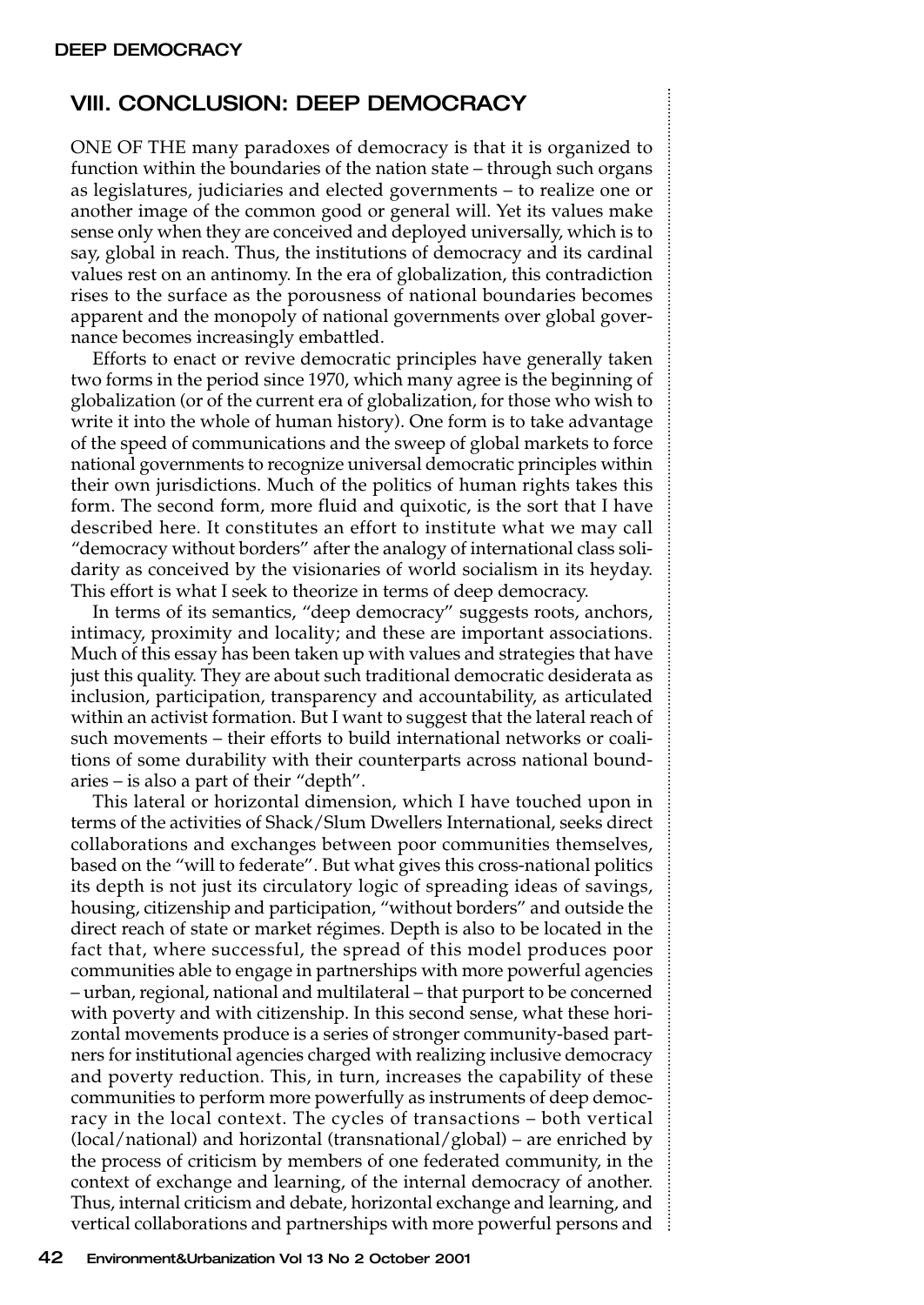## VIII. CONCLUSION: DEEP DEMOCRACY

ONE OF THE many paradoxes of democracy is that it is organized to function within the boundaries of the nation state – through such organs as legislatures, judiciaries and elected governments – to realize one or another image of the common good or general will. Yet its values make sense only when they are conceived and deployed universally, which is to say, global in reach. Thus, the institutions of democracy and its cardinal values rest on an antinomy. In the era of globalization, this contradiction rises to the surface as the porousness of national boundaries becomes apparent and the monopoly of national governments over global governance becomes increasingly embattled.

Efforts to enact or revive democratic principles have generally taken two forms in the period since 1970, which many agree is the beginning of globalization (or of the current era of globalization, for those who wish to write it into the whole of human history). One form is to take advantage of the speed of communications and the sweep of global markets to force national governments to recognize universal democratic principles within their own jurisdictions. Much of the politics of human rights takes this form. The second form, more fluid and quixotic, is the sort that I have described here. It constitutes an effort to institute what we may call "democracy without borders" after the analogy of international class solidarity as conceived by the visionaries of world socialism in its heyday. This effort is what I seek to theorize in terms of deep democracy.

In terms of its semantics, "deep democracy" suggests roots, anchors, intimacy, proximity and locality; and these are important associations. Much of this essay has been taken up with values and strategies that have just this quality. They are about such traditional democratic desiderata as inclusion, participation, transparency and accountability, as articulated within an activist formation. But I want to suggest that the lateral reach of such movements – their efforts to build international networks or coalitions of some durability with their counterparts across national boundaries – is also a part of their "depth".

This lateral or horizontal dimension, which I have touched upon in terms of the activities of Shack/Slum Dwellers International, seeks direct collaborations and exchanges between poor communities themselves, based on the "will to federate". But what gives this cross-national politics its depth is not just its circulatory logic of spreading ideas of savings, housing, citizenship and participation, "without borders" and outside the direct reach of state or market régimes. Depth is also to be located in the fact that, where successful, the spread of this model produces poor communities able to engage in partnerships with more powerful agencies – urban, regional, national and multilateral – that purport to be concerned with poverty and with citizenship. In this second sense, what these horizontal movements produce is a series of stronger community-based partners for institutional agencies charged with realizing inclusive democracy and poverty reduction. This, in turn, increases the capability of these communities to perform more powerfully as instruments of deep democracy in the local context. The cycles of transactions – both vertical (local/national) and horizontal (transnational/global) – are enriched by the process of criticism by members of one federated community, in the context of exchange and learning, of the internal democracy of another. Thus, internal criticism and debate, horizontal exchange and learning, and vertical collaborations and partnerships with more powerful persons and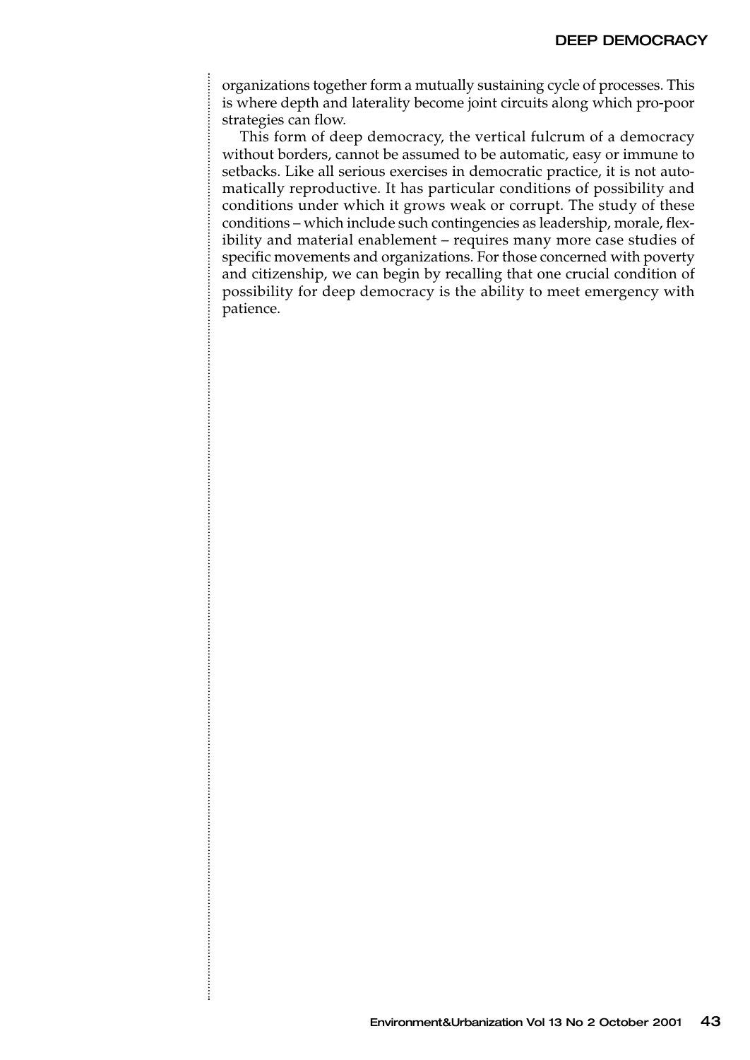organizations together form a mutually sustaining cycle of processes. This is where depth and laterality become joint circuits along which pro-poor strategies can flow.

This form of deep democracy, the vertical fulcrum of a democracy without borders, cannot be assumed to be automatic, easy or immune to setbacks. Like all serious exercises in democratic practice, it is not automatically reproductive. It has particular conditions of possibility and conditions under which it grows weak or corrupt. The study of these conditions – which include such contingencies as leadership, morale, flexibility and material enablement – requires many more case studies of specific movements and organizations. For those concerned with poverty and citizenship, we can begin by recalling that one crucial condition of possibility for deep democracy is the ability to meet emergency with patience.